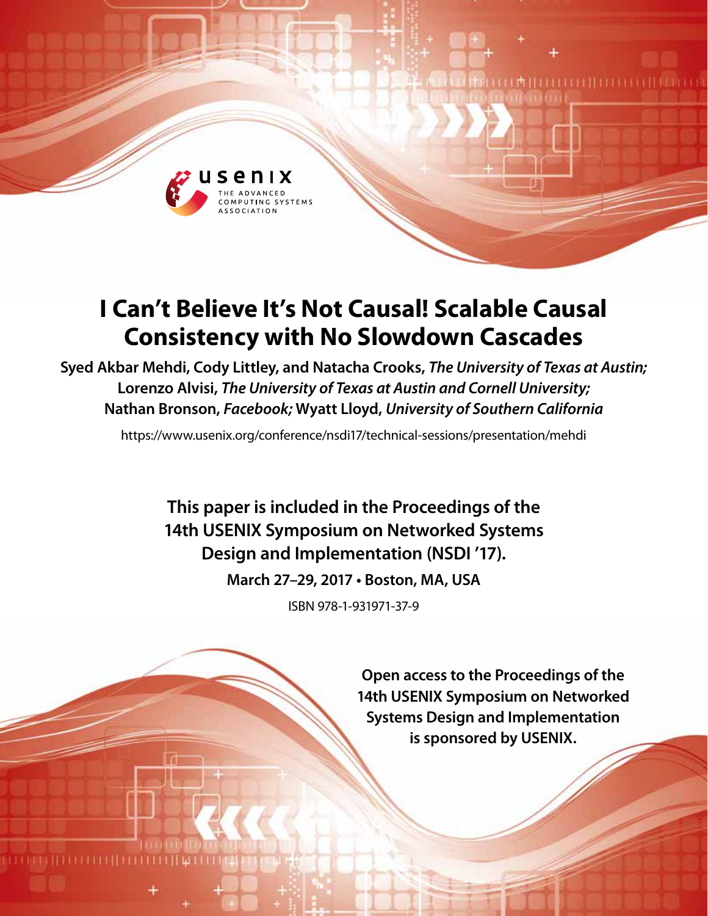# I Can't Believe It's Not Causal! Scalable Causal Consistency with No Slowdown Cascades

**Syed Akbar Mehdi, Cody Littley, and Natacha Crooks,** ***The University of Texas at Austin;*** **Lorenzo Alvisi,** ***The University of Texas at Austin and Cornell University;*** **Nathan Bronson,** ***Facebook;*** **Wyatt Lloyd,** ***University of Southern California***

https://www.usenix.org/conference/nsdi17/technical-sessions/presentation/mehdi

**This paper is included in the Proceedings of the 14th USENIX Symposium on Networked Systems Design and Implementation (NSDI '17).**

**March 27–29, 2017 • Boston, MA, USA**

ISBN 978-1-931971-37-9

**Open access to the Proceedings of the 14th USENIX Symposium on Networked Systems Design and Implementation is sponsored by USENIX.**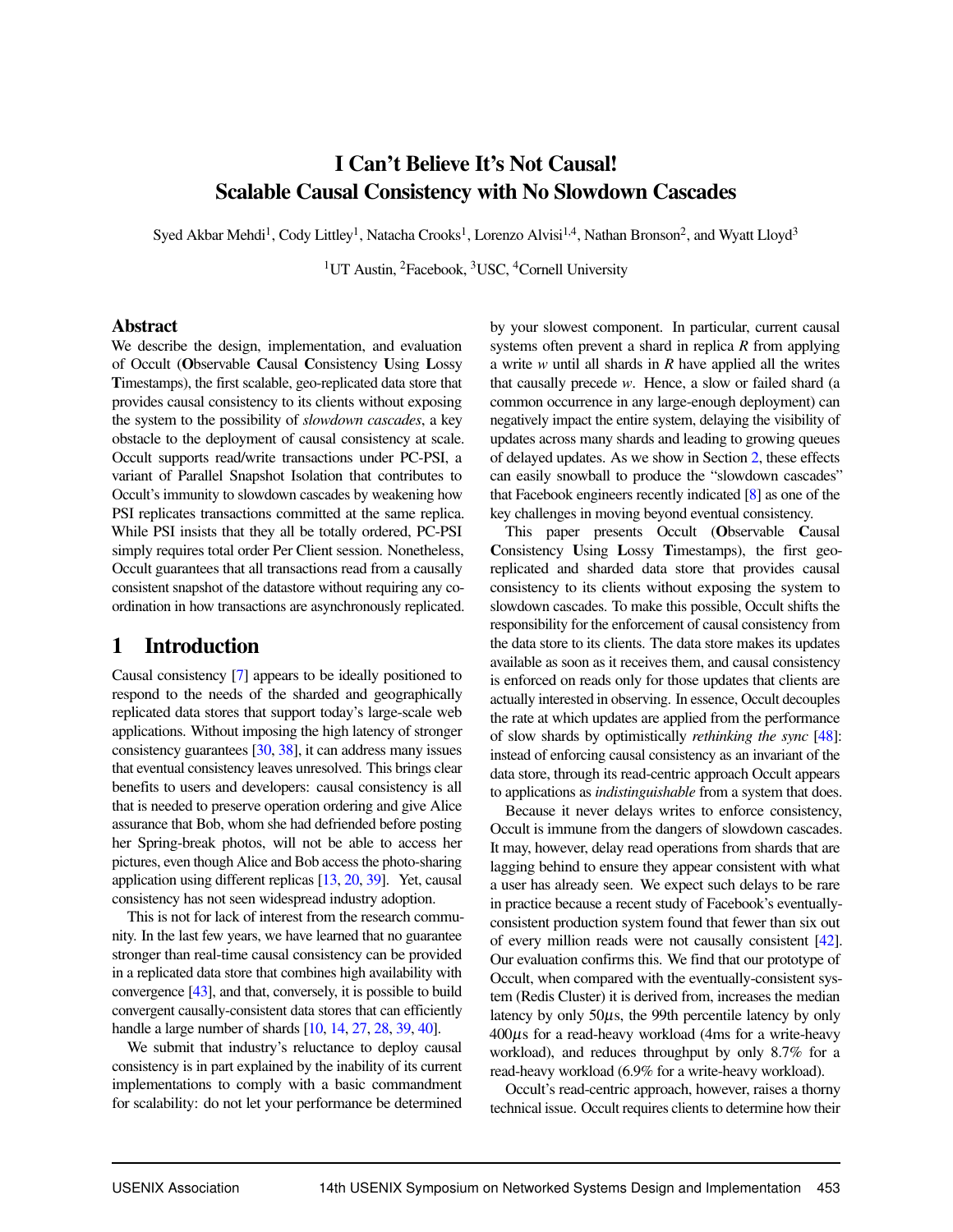# I Can't Believe It's Not Causal! Scalable Causal Consistency with No Slowdown Cascades

Syed Akbar Mehdi[1], Cody Littley[1], Natacha Crooks[1], Lorenzo Alvisi[1,4], Nathan Bronson[2], and Wyatt Lloyd[3]

[1]UT Austin, [2]Facebook, [3]USC, [4]Cornell University

## Abstract

We describe the design, implementation, and evaluation of Occult (**O**bservable **C**ausal **C**onsistency **U**sing **L**ossy **T**imestamps), the first scalable, geo-replicated data store that provides causal consistency to its clients without exposing the system to the possibility of *slowdown cascades*, a key obstacle to the deployment of causal consistency at scale. Occult supports read/write transactions under PC-PSI, a variant of Parallel Snapshot Isolation that contributes to Occult's immunity to slowdown cascades by weakening how PSI replicates transactions committed at the same replica. While PSI insists that they all be totally ordered, PC-PSI simply requires total order Per Client session. Nonetheless, Occult guarantees that all transactions read from a causally consistent snapshot of the datastore without requiring any coordination in how transactions are asynchronously replicated.

## 1 Introduction

Causal consistency [7] appears to be ideally positioned to respond to the needs of the sharded and geographically replicated data stores that support today's large-scale web applications. Without imposing the high latency of stronger consistency guarantees [30, 38], it can address many issues that eventual consistency leaves unresolved. This brings clear benefits to users and developers: causal consistency is all that is needed to preserve operation ordering and give Alice assurance that Bob, whom she had defriended before posting her Spring-break photos, will not be able to access her pictures, even though Alice and Bob access the photo-sharing application using different replicas [13, 20, 39]. Yet, causal consistency has not seen widespread industry adoption.

This is not for lack of interest from the research community. In the last few years, we have learned that no guarantee stronger than real-time causal consistency can be provided in a replicated data store that combines high availability with convergence [43], and that, conversely, it is possible to build convergent causally-consistent data stores that can efficiently handle a large number of shards [10, 14, 27, 28, 39, 40].

We submit that industry's reluctance to deploy causal consistency is in part explained by the inability of its current implementations to comply with a basic commandment for scalability: do not let your performance be determined by your slowest component. In particular, current causal systems often prevent a shard in replica *R* from applying a write *w* until all shards in *R* have applied all the writes that causally precede *w*. Hence, a slow or failed shard (a common occurrence in any large-enough deployment) can negatively impact the entire system, delaying the visibility of updates across many shards and leading to growing queues of delayed updates. As we show in Section 2, these effects can easily snowball to produce the "slowdown cascades" that Facebook engineers recently indicated [8] as one of the key challenges in moving beyond eventual consistency.

This paper presents Occult (**O**bservable **C**ausal **C**onsistency **U**sing **L**ossy **T**imestamps), the first geo-replicated and sharded data store that provides causal consistency to its clients without exposing the system to slowdown cascades. To make this possible, Occult shifts the responsibility for the enforcement of causal consistency from the data store to its clients. The data store makes its updates available as soon as it receives them, and causal consistency is enforced on reads only for those updates that clients are actually interested in observing. In essence, Occult decouples the rate at which updates are applied from the performance of slow shards by optimistically *rethinking the sync* [48]: instead of enforcing causal consistency as an invariant of the data store, through its read-centric approach Occult appears to applications as *indistinguishable* from a system that does.

Because it never delays writes to enforce consistency, Occult is immune from the dangers of slowdown cascades. It may, however, delay read operations from shards that are lagging behind to ensure they appear consistent with what a user has already seen. We expect such delays to be rare in practice because a recent study of Facebook's eventually-consistent production system found that fewer than six out of every million reads were not causally consistent [42]. Our evaluation confirms this. We find that our prototype of Occult, when compared with the eventually-consistent system (Redis Cluster) it is derived from, increases the median latency by only 50$\mu$s, the 99th percentile latency by only 400$\mu$s for a read-heavy workload (4ms for a write-heavy workload), and reduces throughput by only 8.7% for a read-heavy workload (6.9% for a write-heavy workload).

Occult's read-centric approach, however, raises a thorny technical issue. Occult requires clients to determine how their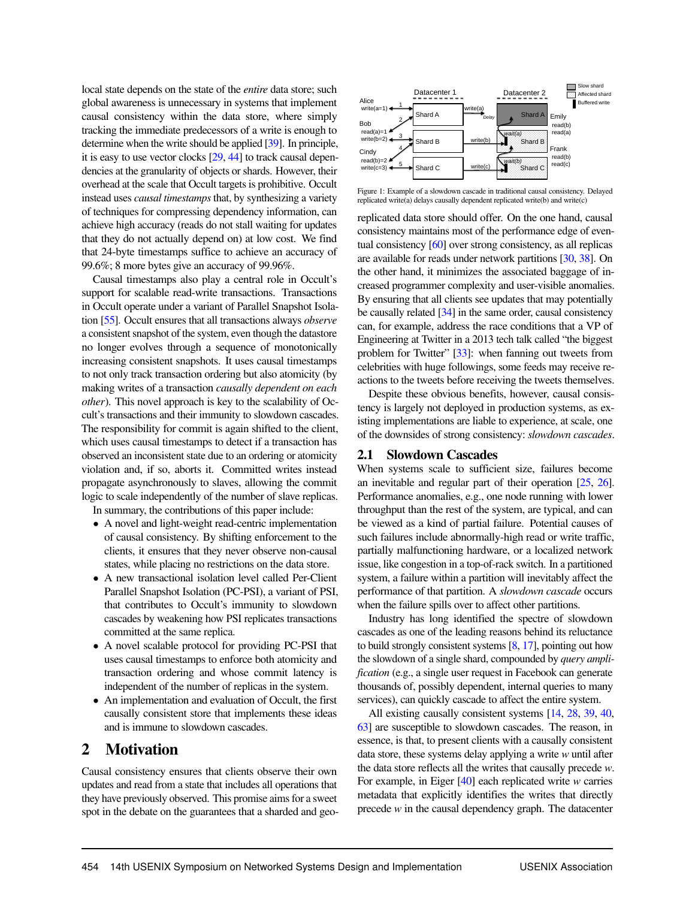local state depends on the state of the *entire* data store; such global awareness is unnecessary in systems that implement causal consistency within the data store, where simply tracking the immediate predecessors of a write is enough to determine when the write should be applied [39]. In principle, it is easy to use vector clocks [29, 44] to track causal dependencies at the granularity of objects or shards. However, their overhead at the scale that Occult targets is prohibitive. Occult instead uses *causal timestamps* that, by synthesizing a variety of techniques for compressing dependency information, can achieve high accuracy (reads do not stall waiting for updates that they do not actually depend on) at low cost. We find that 24-byte timestamps suffice to achieve an accuracy of 99.6%; 8 more bytes give an accuracy of 99.96%.

Causal timestamps also play a central role in Occult's support for scalable read-write transactions. Transactions in Occult operate under a variant of Parallel Snapshot Isolation [55]. Occult ensures that all transactions always *observe* a consistent snapshot of the system, even though the datastore no longer evolves through a sequence of monotonically increasing consistent snapshots. It uses causal timestamps to not only track transaction ordering but also atomicity (by making writes of a transaction *causally dependent on each other*). This novel approach is key to the scalability of Occult's transactions and their immunity to slowdown cascades. The responsibility for commit is again shifted to the client, which uses causal timestamps to detect if a transaction has observed an inconsistent state due to an ordering or atomicity violation and, if so, aborts it. Committed writes instead propagate asynchronously to slaves, allowing the commit logic to scale independently of the number of slave replicas.

In summary, the contributions of this paper include:

- A novel and light-weight read-centric implementation of causal consistency. By shifting enforcement to the clients, it ensures that they never observe non-causal states, while placing no restrictions on the data store.
- A new transactional isolation level called Per-Client Parallel Snapshot Isolation (PC-PSI), a variant of PSI, that contributes to Occult's immunity to slowdown cascades by weakening how PSI replicates transactions committed at the same replica.
- A novel scalable protocol for providing PC-PSI that uses causal timestamps to enforce both atomicity and transaction ordering and whose commit latency is independent of the number of replicas in the system.
- An implementation and evaluation of Occult, the first causally consistent store that implements these ideas and is immune to slowdown cascades.

# 2 Motivation

Causal consistency ensures that clients observe their own updates and read from a state that includes all operations that they have previously observed. This promise aims for a sweet spot in the debate on the guarantees that a sharded and geo-replicated data store should offer. On the one hand, causal consistency maintains most of the performance edge of eventual consistency [60] over strong consistency, as all replicas are available for reads under network partitions [30, 38]. On the other hand, it minimizes the associated baggage of increased programmer complexity and user-visible anomalies. By ensuring that all clients see updates that may potentially be causally related [34] in the same order, causal consistency can, for example, address the race conditions that a VP of Engineering at Twitter in a 2013 tech talk called "the biggest problem for Twitter" [33]: when fanning out tweets from celebrities with huge followings, some feeds may receive reactions to the tweets before receiving the tweets themselves.

Despite these obvious benefits, however, causal consistency is largely not deployed in production systems, as existing implementations are liable to experience, at scale, one of the downsides of strong consistency: *slowdown cascades*.

Figure 1: Example of a slowdown cascade in traditional causal consistency. Delayed replicated write(a) delays causally dependent replicated write(b) and write(c)

## 2.1 Slowdown Cascades

When systems scale to sufficient size, failures become an inevitable and regular part of their operation [25, 26]. Performance anomalies, e.g., one node running with lower throughput than the rest of the system, are typical, and can be viewed as a kind of partial failure. Potential causes of such failures include abnormally-high read or write traffic, partially malfunctioning hardware, or a localized network issue, like congestion in a top-of-rack switch. In a partitioned system, a failure within a partition will inevitably affect the performance of that partition. A *slowdown cascade* occurs when the failure spills over to affect other partitions.

Industry has long identified the spectre of slowdown cascades as one of the leading reasons behind its reluctance to build strongly consistent systems [8, 17], pointing out how the slowdown of a single shard, compounded by *query amplification* (e.g., a single user request in Facebook can generate thousands of, possibly dependent, internal queries to many services), can quickly cascade to affect the entire system.

All existing causally consistent systems [14, 28, 39, 40, 63] are susceptible to slowdown cascades. The reason, in essence, is that, to present clients with a causally consistent data store, these systems delay applying a write $w$ until after the data store reflects all the writes that causally precede $w$. For example, in Eiger [40] each replicated write $w$ carries metadata that explicitly identifies the writes that directly precede $w$ in the causal dependency graph. The datacenter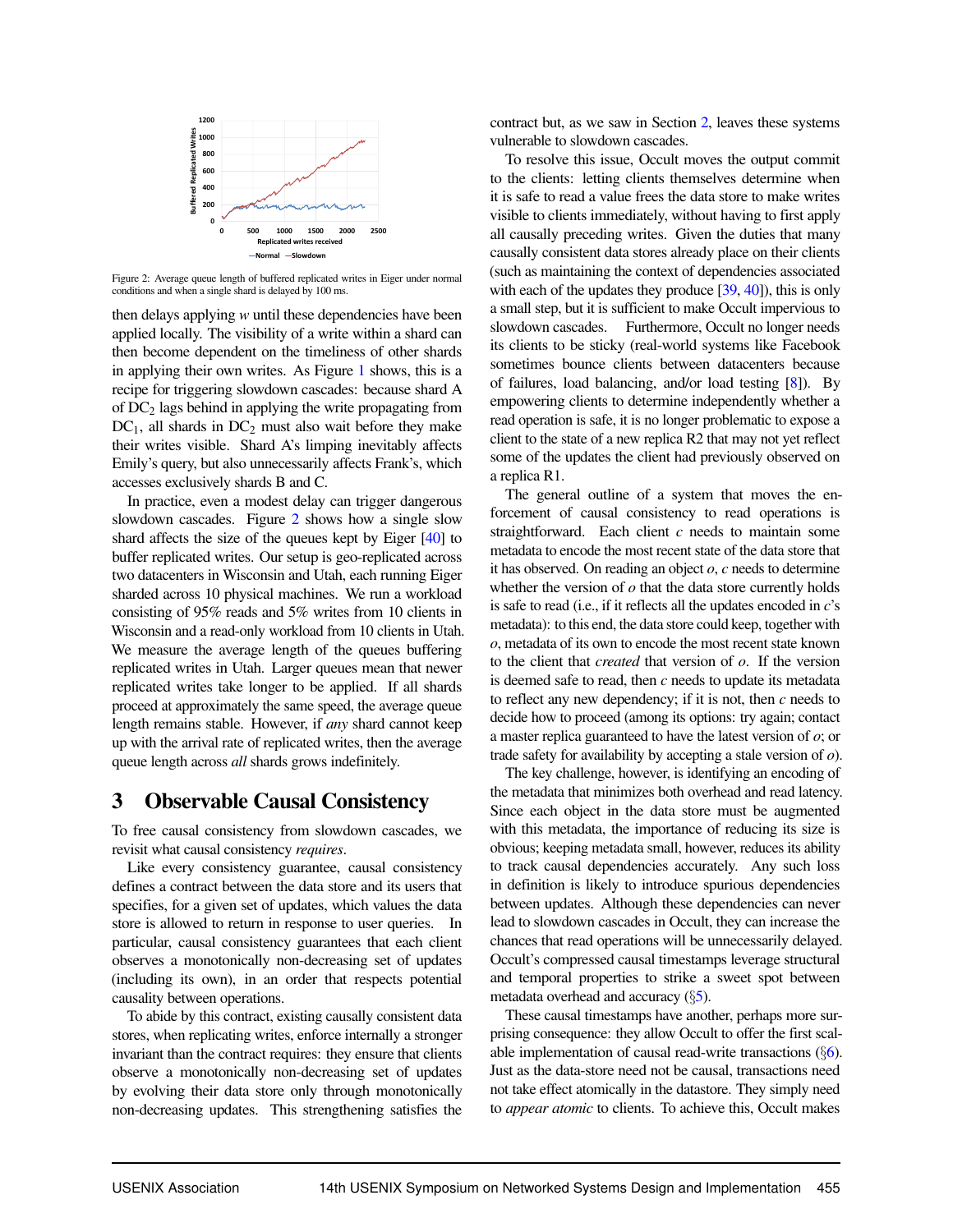Figure 2: Average queue length of buffered replicated writes in Eiger under normal conditions and when a single shard is delayed by 100 ms.

then delays applying *w* until these dependencies have been applied locally. The visibility of a write within a shard can then become dependent on the timeliness of other shards in applying their own writes. As Figure 1 shows, this is a recipe for triggering slowdown cascades: because shard A of $DC_2$ lags behind in applying the write propagating from $DC_1$, all shards in $DC_2$ must also wait before they make their writes visible. Shard A's limping inevitably affects Emily's query, but also unnecessarily affects Frank's, which accesses exclusively shards B and C.

In practice, even a modest delay can trigger dangerous slowdown cascades. Figure 2 shows how a single slow shard affects the size of the queues kept by Eiger [40] to buffer replicated writes. Our setup is geo-replicated across two datacenters in Wisconsin and Utah, each running Eiger sharded across 10 physical machines. We run a workload consisting of 95% reads and 5% writes from 10 clients in Wisconsin and a read-only workload from 10 clients in Utah. We measure the average length of the queues buffering replicated writes in Utah. Larger queues mean that newer replicated writes take longer to be applied. If all shards proceed at approximately the same speed, the average queue length remains stable. However, if *any* shard cannot keep up with the arrival rate of replicated writes, then the average queue length across *all* shards grows indefinitely.

# 3 Observable Causal Consistency

To free causal consistency from slowdown cascades, we revisit what causal consistency *requires*.

Like every consistency guarantee, causal consistency defines a contract between the data store and its users that specifies, for a given set of updates, which values the data store is allowed to return in response to user queries. In particular, causal consistency guarantees that each client observes a monotonically non-decreasing set of updates (including its own), in an order that respects potential causality between operations.

To abide by this contract, existing causally consistent data stores, when replicating writes, enforce internally a stronger invariant than the contract requires: they ensure that clients observe a monotonically non-decreasing set of updates by evolving their data store only through monotonically non-decreasing updates. This strengthening satisfies the contract but, as we saw in Section 2, leaves these systems vulnerable to slowdown cascades.

To resolve this issue, Occult moves the output commit to the clients: letting clients themselves determine when it is safe to read a value frees the data store to make writes visible to clients immediately, without having to first apply all causally preceding writes. Given the duties that many causally consistent data stores already place on their clients (such as maintaining the context of dependencies associated with each of the updates they produce [39, 40]), this is only a small step, but it is sufficient to make Occult impervious to slowdown cascades. Furthermore, Occult no longer needs its clients to be sticky (real-world systems like Facebook sometimes bounce clients between datacenters because of failures, load balancing, and/or load testing [8]). By empowering clients to determine independently whether a read operation is safe, it is no longer problematic to expose a client to the state of a new replica R2 that may not yet reflect some of the updates the client had previously observed on a replica R1.

The general outline of a system that moves the enforcement of causal consistency to read operations is straightforward. Each client *c* needs to maintain some metadata to encode the most recent state of the data store that it has observed. On reading an object *o*, *c* needs to determine whether the version of *o* that the data store currently holds is safe to read (i.e., if it reflects all the updates encoded in *c*'s metadata): to this end, the data store could keep, together with *o*, metadata of its own to encode the most recent state known to the client that *created* that version of *o*. If the version is deemed safe to read, then *c* needs to update its metadata to reflect any new dependency; if it is not, then *c* needs to decide how to proceed (among its options: try again; contact a master replica guaranteed to have the latest version of *o*; or trade safety for availability by accepting a stale version of *o*).

The key challenge, however, is identifying an encoding of the metadata that minimizes both overhead and read latency. Since each object in the data store must be augmented with this metadata, the importance of reducing its size is obvious; keeping metadata small, however, reduces its ability to track causal dependencies accurately. Any such loss in definition is likely to introduce spurious dependencies between updates. Although these dependencies can never lead to slowdown cascades in Occult, they can increase the chances that read operations will be unnecessarily delayed. Occult's compressed causal timestamps leverage structural and temporal properties to strike a sweet spot between metadata overhead and accuracy (§5).

These causal timestamps have another, perhaps more surprising consequence: they allow Occult to offer the first scalable implementation of causal read-write transactions (§6). Just as the data-store need not be causal, transactions need not take effect atomically in the datastore. They simply need to *appear atomic* to clients. To achieve this, Occult makes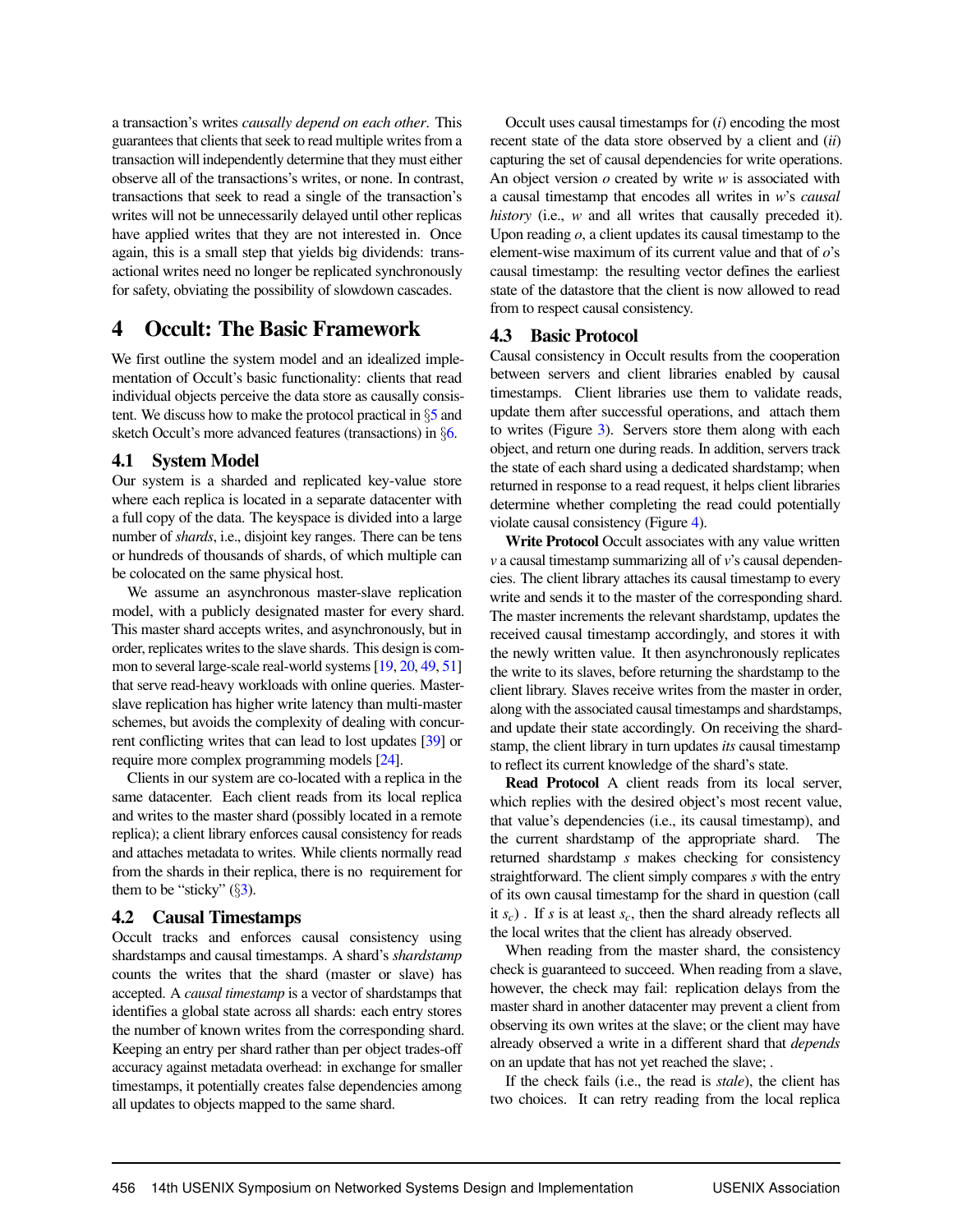a transaction's writes *causally depend on each other*. This guarantees that clients that seek to read multiple writes from a transaction will independently determine that they must either observe all of the transactions's writes, or none. In contrast, transactions that seek to read a single of the transaction's writes will not be unnecessarily delayed until other replicas have applied writes that they are not interested in. Once again, this is a small step that yields big dividends: transactional writes need no longer be replicated synchronously for safety, obviating the possibility of slowdown cascades.

# 4 Occult: The Basic Framework

We first outline the system model and an idealized implementation of Occult's basic functionality: clients that read individual objects perceive the data store as causally consistent. We discuss how to make the protocol practical in §5 and sketch Occult's more advanced features (transactions) in §6.

## 4.1 System Model

Our system is a sharded and replicated key-value store where each replica is located in a separate datacenter with a full copy of the data. The keyspace is divided into a large number of *shards*, i.e., disjoint key ranges. There can be tens or hundreds of thousands of shards, of which multiple can be colocated on the same physical host.

We assume an asynchronous master-slave replication model, with a publicly designated master for every shard. This master shard accepts writes, and asynchronously, but in order, replicates writes to the slave shards. This design is common to several large-scale real-world systems [19, 20, 49, 51] that serve read-heavy workloads with online queries. Master-slave replication has higher write latency than multi-master schemes, but avoids the complexity of dealing with concurrent conflicting writes that can lead to lost updates [39] or require more complex programming models [24].

Clients in our system are co-located with a replica in the same datacenter. Each client reads from its local replica and writes to the master shard (possibly located in a remote replica); a client library enforces causal consistency for reads and attaches metadata to writes. While clients normally read from the shards in their replica, there is no requirement for them to be "sticky" (§3).

## 4.2 Causal Timestamps

Occult tracks and enforces causal consistency using shardstamps and causal timestamps. A shard's *shardstamp* counts the writes that the shard (master or slave) has accepted. A *causal timestamp* is a vector of shardstamps that identifies a global state across all shards: each entry stores the number of known writes from the corresponding shard. Keeping an entry per shard rather than per object trades-off accuracy against metadata overhead: in exchange for smaller timestamps, it potentially creates false dependencies among all updates to objects mapped to the same shard.

Occult uses causal timestamps for (*i*) encoding the most recent state of the data store observed by a client and (*ii*) capturing the set of causal dependencies for write operations. An object version *o* created by write *w* is associated with a causal timestamp that encodes all writes in *w*'s *causal history* (i.e., *w* and all writes that causally preceded it). Upon reading *o*, a client updates its causal timestamp to the element-wise maximum of its current value and that of *o*'s causal timestamp: the resulting vector defines the earliest state of the datastore that the client is now allowed to read from to respect causal consistency.

## 4.3 Basic Protocol

Causal consistency in Occult results from the cooperation between servers and client libraries enabled by causal timestamps. Client libraries use them to validate reads, update them after successful operations, and attach them to writes (Figure 3). Servers store them along with each object, and return one during reads. In addition, servers track the state of each shard using a dedicated shardstamp; when returned in response to a read request, it helps client libraries determine whether completing the read could potentially violate causal consistency (Figure 4).

**Write Protocol** Occult associates with any value written *v* a causal timestamp summarizing all of *v*'s causal dependencies. The client library attaches its causal timestamp to every write and sends it to the master of the corresponding shard. The master increments the relevant shardstamp, updates the received causal timestamp accordingly, and stores it with the newly written value. It then asynchronously replicates the write to its slaves, before returning the shardstamp to the client library. Slaves receive writes from the master in order, along with the associated causal timestamps and shardstamps, and update their state accordingly. On receiving the shardstamp, the client library in turn updates *its* causal timestamp to reflect its current knowledge of the shard's state.

**Read Protocol** A client reads from its local server, which replies with the desired object's most recent value, that value's dependencies (i.e., its causal timestamp), and the current shardstamp of the appropriate shard. The returned shardstamp $s$ makes checking for consistency straightforward. The client simply compares $s$ with the entry of its own causal timestamp for the shard in question (call it $s_c$) . If $s$ is at least $s_c$, then the shard already reflects all the local writes that the client has already observed.

When reading from the master shard, the consistency check is guaranteed to succeed. When reading from a slave, however, the check may fail: replication delays from the master shard in another datacenter may prevent a client from observing its own writes at the slave; or the client may have already observed a write in a different shard that *depends* on an update that has not yet reached the slave; .

If the check fails (i.e., the read is *stale*), the client has two choices. It can retry reading from the local replica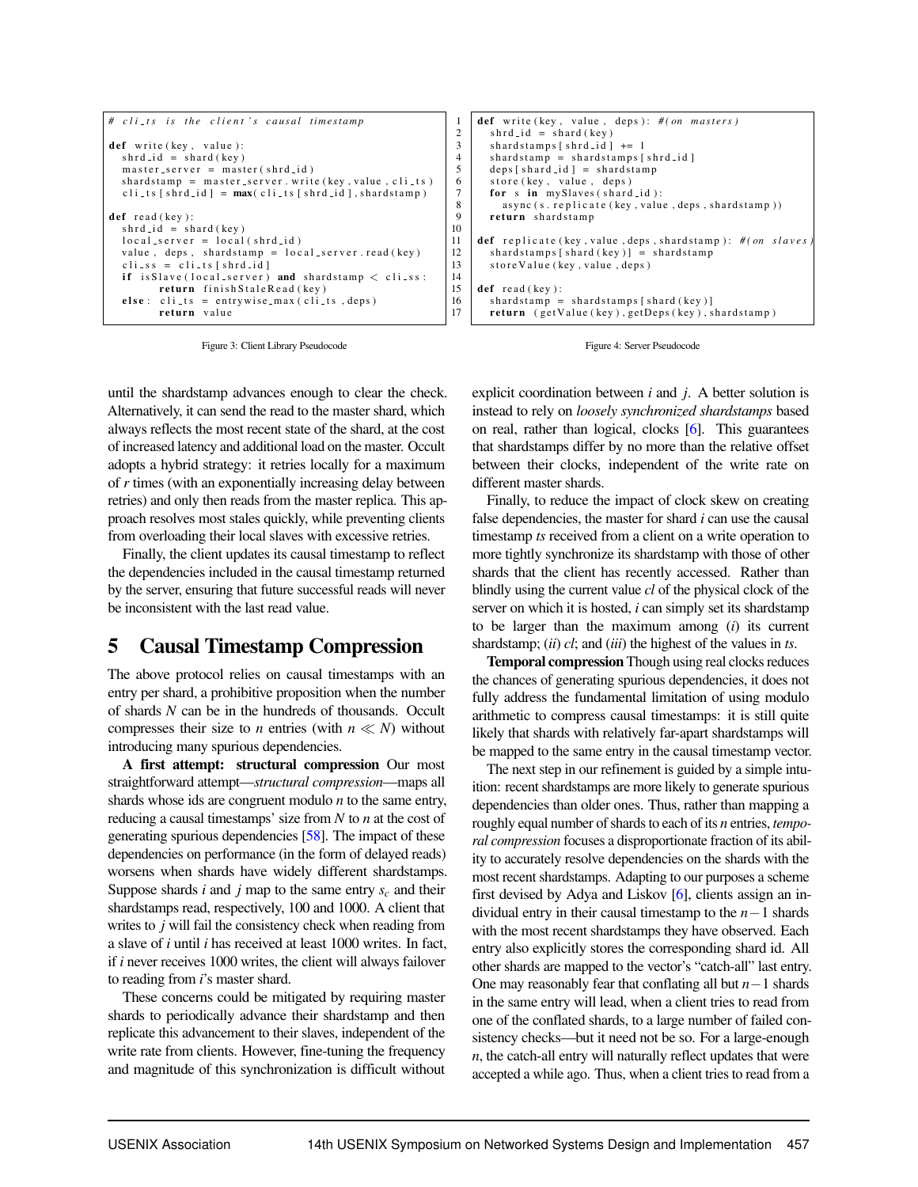```
# cli_ts is the client's causal timestamp

def write(key, value):
  shrd_id = shard(key)
  master_server = master(shrd_id)
  shardstamp = master_server.write(key, value, cli_ts)
  cli_ts[shrd_id] = max(cli_ts[shrd_id], shardstamp)

def read(key):
  shrd_id = shard(key)
  local_server = local(shrd_id)
  value, deps, shardstamp = local_server.read(key)
  cli_ss = cli_ts[shrd_id]
  if isSlave(local_server) and shardstamp < cli_ss:
      return finishStaleRead(key)
  else: cli_ts = entrywise_max(cli_ts, deps)
      return value
```

Figure 3: Client Library Pseudocode

```
1  def write(key, value, deps): #(on masters)
2    shrd_id = shard(key)
3    shardstamps[shrd_id] += 1
4    shardstamp = shardstamps[shrd_id]
5    deps[shard_id] = shardstamp
6    store(key, value, deps)
7    for s in mySlaves(shard_id):
8      async(s.replicate(key, value, deps, shardstamp))
9    return shardstamp
10
11 def replicate(key, value, deps, shardstamp): #(on slaves)
12   shardstamps[shard(key)] = shardstamp
13   storeValue(key, value, deps)
14
15 def read(key):
16   shardstamp = shardstamps[shard(key)]
17   return (getValue(key), getDeps(key), shardstamp)
```

Figure 4: Server Pseudocode

until the shardstamp advances enough to clear the check. Alternatively, it can send the read to the master shard, which always reflects the most recent state of the shard, at the cost of increased latency and additional load on the master. Occult adopts a hybrid strategy: it retries locally for a maximum of $r$ times (with an exponentially increasing delay between retries) and only then reads from the master replica. This approach resolves most stales quickly, while preventing clients from overloading their local slaves with excessive retries.

Finally, the client updates its causal timestamp to reflect the dependencies included in the causal timestamp returned by the server, ensuring that future successful reads will never be inconsistent with the last read value.

## 5 Causal Timestamp Compression

The above protocol relies on causal timestamps with an entry per shard, a prohibitive proposition when the number of shards $N$ can be in the hundreds of thousands. Occult compresses their size to $n$ entries (with $n \ll N$) without introducing many spurious dependencies.

**A first attempt: structural compression** Our most straightforward attempt—*structural compression*—maps all shards whose ids are congruent modulo $n$ to the same entry, reducing a causal timestamps' size from $N$ to $n$ at the cost of generating spurious dependencies [58]. The impact of these dependencies on performance (in the form of delayed reads) worsens when shards have widely different shardstamps. Suppose shards $i$ and $j$ map to the same entry $s_c$ and their shardstamps read, respectively, 100 and 1000. A client that writes to $j$ will fail the consistency check when reading from a slave of $i$ until $i$ has received at least 1000 writes. In fact, if $i$ never receives 1000 writes, the client will always failover to reading from $i$'s master shard.

These concerns could be mitigated by requiring master shards to periodically advance their shardstamp and then replicate this advancement to their slaves, independent of the write rate from clients. However, fine-tuning the frequency and magnitude of this synchronization is difficult without explicit coordination between $i$ and $j$. A better solution is instead to rely on *loosely synchronized shardstamps* based on real, rather than logical, clocks [6]. This guarantees that shardstamps differ by no more than the relative offset between their clocks, independent of the write rate on different master shards.

Finally, to reduce the impact of clock skew on creating false dependencies, the master for shard $i$ can use the causal timestamp *ts* received from a client on a write operation to more tightly synchronize its shardstamp with those of other shards that the client has recently accessed. Rather than blindly using the current value *cl* of the physical clock of the server on which it is hosted, $i$ can simply set its shardstamp to be larger than the maximum among (*i*) its current shardstamp; (*ii*) *cl*; and (*iii*) the highest of the values in *ts*.

**Temporal compression** Though using real clocks reduces the chances of generating spurious dependencies, it does not fully address the fundamental limitation of using modulo arithmetic to compress causal timestamps: it is still quite likely that shards with relatively far-apart shardstamps will be mapped to the same entry in the causal timestamp vector.

The next step in our refinement is guided by a simple intuition: recent shardstamps are more likely to generate spurious dependencies than older ones. Thus, rather than mapping a roughly equal number of shards to each of its $n$ entries, *temporal compression* focuses a disproportionate fraction of its ability to accurately resolve dependencies on the shards with the most recent shardstamps. Adapting to our purposes a scheme first devised by Adya and Liskov [6], clients assign an individual entry in their causal timestamp to the $n-1$ shards with the most recent shardstamps they have observed. Each entry also explicitly stores the corresponding shard id. All other shards are mapped to the vector's "catch-all" last entry. One may reasonably fear that conflating all but $n-1$ shards in the same entry will lead, when a client tries to read from one of the conflated shards, to a large number of failed consistency checks—but it need not be so. For a large-enough $n$, the catch-all entry will naturally reflect updates that were accepted a while ago. Thus, when a client tries to read from a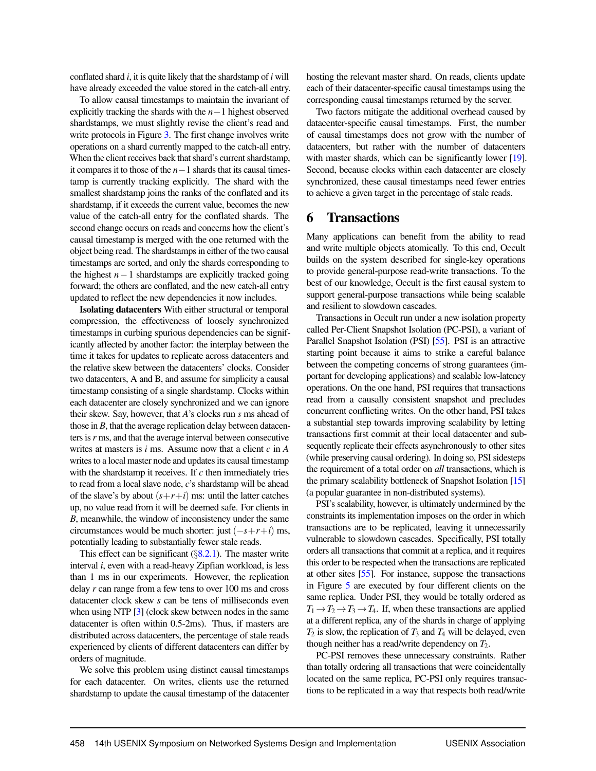conflated shard $i$, it is quite likely that the shardstamp of $i$ will have already exceeded the value stored in the catch-all entry.

To allow causal timestamps to maintain the invariant of explicitly tracking the shards with the $n-1$ highest observed shardstamps, we must slightly revise the client's read and write protocols in Figure 3. The first change involves write operations on a shard currently mapped to the catch-all entry. When the client receives back that shard's current shardstamp, it compares it to those of the $n-1$ shards that its causal timestamp is currently tracking explicitly. The shard with the smallest shardstamp joins the ranks of the conflated and its shardstamp, if it exceeds the current value, becomes the new value of the catch-all entry for the conflated shards. The second change occurs on reads and concerns how the client's causal timestamp is merged with the one returned with the object being read. The shardstamps in either of the two causal timestamps are sorted, and only the shards corresponding to the highest $n-1$ shardstamps are explicitly tracked going forward; the others are conflated, and the new catch-all entry updated to reflect the new dependencies it now includes.

**Isolating datacenters** With either structural or temporal compression, the effectiveness of loosely synchronized timestamps in curbing spurious dependencies can be significantly affected by another factor: the interplay between the time it takes for updates to replicate across datacenters and the relative skew between the datacenters' clocks. Consider two datacenters, A and B, and assume for simplicity a causal timestamp consisting of a single shardstamp. Clocks within each datacenter are closely synchronized and we can ignore their skew. Say, however, that $A$'s clocks run $s$ ms ahead of those in $B$, that the average replication delay between datacenters is $r$ ms, and that the average interval between consecutive writes at masters is $i$ ms. Assume now that a client $c$ in $A$ writes to a local master node and updates its causal timestamp with the shardstamp it receives. If $c$ then immediately tries to read from a local slave node, $c$'s shardstamp will be ahead of the slave's by about $(s+r+i)$ ms: until the latter catches up, no value read from it will be deemed safe. For clients in $B$, meanwhile, the window of inconsistency under the same circumstances would be much shorter: just $(-s+r+i)$ ms, potentially leading to substantially fewer stale reads.

This effect can be significant (§8.2.1). The master write interval $i$, even with a read-heavy Zipfian workload, is less than 1 ms in our experiments. However, the replication delay $r$ can range from a few tens to over 100 ms and cross datacenter clock skew $s$ can be tens of milliseconds even when using NTP [3] (clock skew between nodes in the same datacenter is often within 0.5-2ms). Thus, if masters are distributed across datacenters, the percentage of stale reads experienced by clients of different datacenters can differ by orders of magnitude.

We solve this problem using distinct causal timestamps for each datacenter. On writes, clients use the returned shardstamp to update the causal timestamp of the datacenter hosting the relevant master shard. On reads, clients update each of their datacenter-specific causal timestamps using the corresponding causal timestamps returned by the server.

Two factors mitigate the additional overhead caused by datacenter-specific causal timestamps. First, the number of causal timestamps does not grow with the number of datacenters, but rather with the number of datacenters with master shards, which can be significantly lower [19]. Second, because clocks within each datacenter are closely synchronized, these causal timestamps need fewer entries to achieve a given target in the percentage of stale reads.

# 6 Transactions

Many applications can benefit from the ability to read and write multiple objects atomically. To this end, Occult builds on the system described for single-key operations to provide general-purpose read-write transactions. To the best of our knowledge, Occult is the first causal system to support general-purpose transactions while being scalable and resilient to slowdown cascades.

Transactions in Occult run under a new isolation property called Per-Client Snapshot Isolation (PC-PSI), a variant of Parallel Snapshot Isolation (PSI) [55]. PSI is an attractive starting point because it aims to strike a careful balance between the competing concerns of strong guarantees (important for developing applications) and scalable low-latency operations. On the one hand, PSI requires that transactions read from a causally consistent snapshot and precludes concurrent conflicting writes. On the other hand, PSI takes a substantial step towards improving scalability by letting transactions first commit at their local datacenter and subsequently replicate their effects asynchronously to other sites (while preserving causal ordering). In doing so, PSI sidesteps the requirement of a total order on *all* transactions, which is the primary scalability bottleneck of Snapshot Isolation [15] (a popular guarantee in non-distributed systems).

PSI's scalability, however, is ultimately undermined by the constraints its implementation imposes on the order in which transactions are to be replicated, leaving it unnecessarily vulnerable to slowdown cascades. Specifically, PSI totally orders all transactions that commit at a replica, and it requires this order to be respected when the transactions are replicated at other sites [55]. For instance, suppose the transactions in Figure 5 are executed by four different clients on the same replica. Under PSI, they would be totally ordered as $T_1 \rightarrow T_2 \rightarrow T_3 \rightarrow T_4$. If, when these transactions are applied at a different replica, any of the shards in charge of applying $T_2$ is slow, the replication of $T_3$ and $T_4$ will be delayed, even though neither has a read/write dependency on $T_2$.

PC-PSI removes these unnecessary constraints. Rather than totally ordering all transactions that were coincidentally located on the same replica, PC-PSI only requires transactions to be replicated in a way that respects both read/write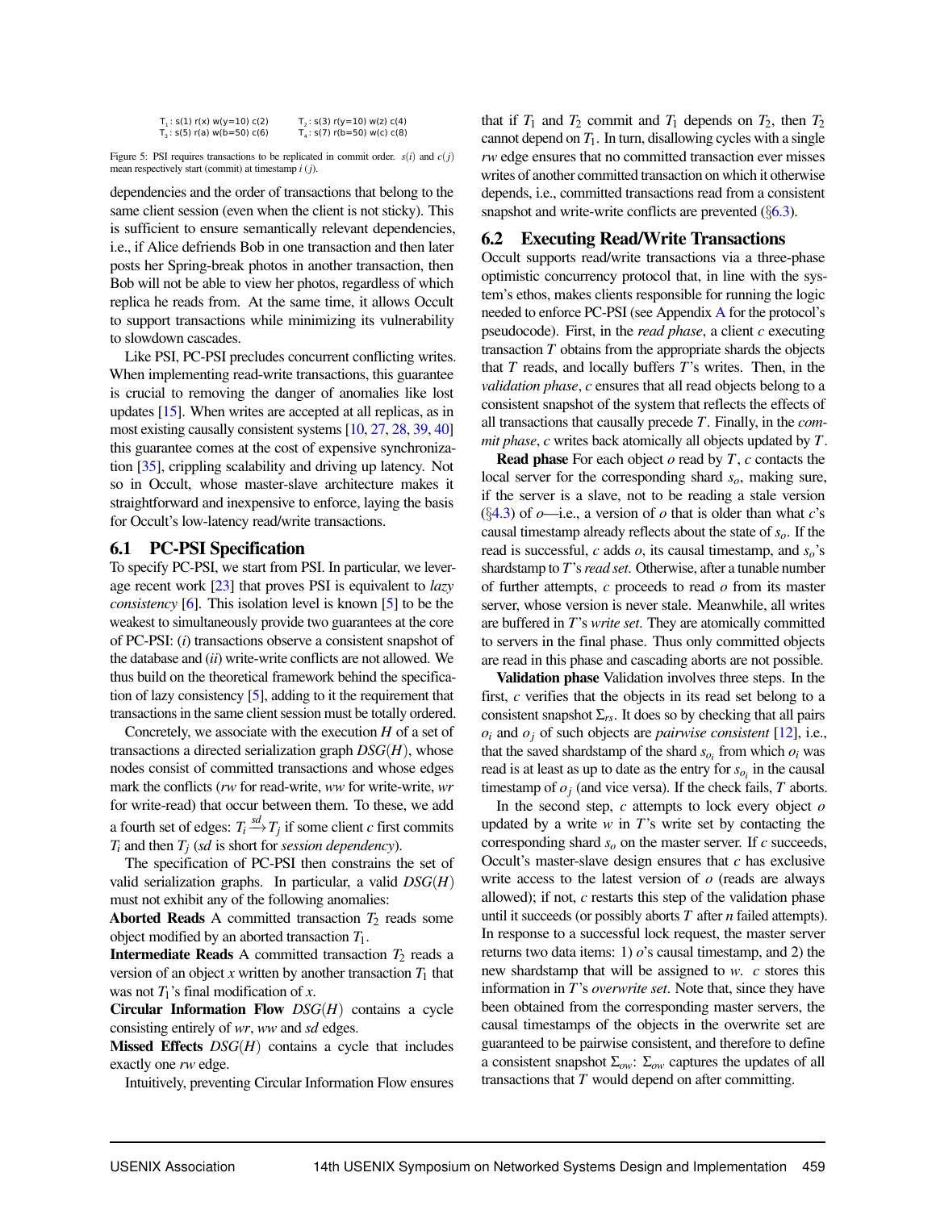$T_1$: s(1) r(x) w(y=10) c(2)    $T_2$: s(3) r(y=10) w(z) c(4)
$T_3$: s(5) r(a) w(b=50) c(6)    $T_4$: s(7) r(b=50) w(c) c(8)

Figure 5: PSI requires transactions to be replicated in commit order. $s(i)$ and $c(j)$ mean respectively start (commit) at timestamp $i$ ($j$).

dependencies and the order of transactions that belong to the same client session (even when the client is not sticky). This is sufficient to ensure semantically relevant dependencies, i.e., if Alice defriends Bob in one transaction and then later posts her Spring-break photos in another transaction, then Bob will not be able to view her photos, regardless of which replica he reads from. At the same time, it allows Occult to support transactions while minimizing its vulnerability to slowdown cascades.

Like PSI, PC-PSI precludes concurrent conflicting writes. When implementing read-write transactions, this guarantee is crucial to removing the danger of anomalies like lost updates [15]. When writes are accepted at all replicas, as in most existing causally consistent systems [10, 27, 28, 39, 40] this guarantee comes at the cost of expensive synchronization [35], crippling scalability and driving up latency. Not so in Occult, whose master-slave architecture makes it straightforward and inexpensive to enforce, laying the basis for Occult's low-latency read/write transactions.

## 6.1 PC-PSI Specification

To specify PC-PSI, we start from PSI. In particular, we leverage recent work [23] that proves PSI is equivalent to *lazy consistency* [6]. This isolation level is known [5] to be the weakest to simultaneously provide two guarantees at the core of PC-PSI: (*i*) transactions observe a consistent snapshot of the database and (*ii*) write-write conflicts are not allowed. We thus build on the theoretical framework behind the specification of lazy consistency [5], adding to it the requirement that transactions in the same client session must be totally ordered.

Concretely, we associate with the execution $H$ of a set of transactions a directed serialization graph $DSG(H)$, whose nodes consist of committed transactions and whose edges mark the conflicts (*rw* for read-write, *ww* for write-write, *wr* for write-read) that occur between them. To these, we add a fourth set of edges: $T_i \xrightarrow{sd} T_j$ if some client $c$ first commits $T_i$ and then $T_j$ (*sd* is short for *session dependency*).

The specification of PC-PSI then constrains the set of valid serialization graphs. In particular, a valid $DSG(H)$ must not exhibit any of the following anomalies:

**Aborted Reads** A committed transaction $T_2$ reads some object modified by an aborted transaction $T_1$.

**Intermediate Reads** A committed transaction $T_2$ reads a version of an object $x$ written by another transaction $T_1$ that was not $T_1$'s final modification of $x$.

**Circular Information Flow** $DSG(H)$ contains a cycle consisting entirely of *wr*, *ww* and *sd* edges.

**Missed Effects** $DSG(H)$ contains a cycle that includes exactly one *rw* edge.

Intuitively, preventing Circular Information Flow ensures that if $T_1$ and $T_2$ commit and $T_1$ depends on $T_2$, then $T_2$ cannot depend on $T_1$. In turn, disallowing cycles with a single *rw* edge ensures that no committed transaction ever misses writes of another committed transaction on which it otherwise depends, i.e., committed transactions read from a consistent snapshot and write-write conflicts are prevented (§6.3).

## 6.2 Executing Read/Write Transactions

Occult supports read/write transactions via a three-phase optimistic concurrency protocol that, in line with the system's ethos, makes clients responsible for running the logic needed to enforce PC-PSI (see Appendix A for the protocol's pseudocode). First, in the *read phase*, a client $c$ executing transaction $T$ obtains from the appropriate shards the objects that $T$ reads, and locally buffers $T$'s writes. Then, in the *validation phase*, $c$ ensures that all read objects belong to a consistent snapshot of the system that reflects the effects of all transactions that causally precede $T$. Finally, in the *commit phase*, $c$ writes back atomically all objects updated by $T$.

**Read phase** For each object $o$ read by $T$, $c$ contacts the local server for the corresponding shard $s_o$, making sure, if the server is a slave, not to be reading a stale version (§4.3) of $o$—i.e., a version of $o$ that is older than what $c$'s causal timestamp already reflects about the state of $s_o$. If the read is successful, $c$ adds $o$, its causal timestamp, and $s_o$'s shardstamp to $T$'s *read set*. Otherwise, after a tunable number of further attempts, $c$ proceeds to read $o$ from its master server, whose version is never stale. Meanwhile, all writes are buffered in $T$'s *write set*. They are atomically committed to servers in the final phase. Thus only committed objects are read in this phase and cascading aborts are not possible.

**Validation phase** Validation involves three steps. In the first, $c$ verifies that the objects in its read set belong to a consistent snapshot $\Sigma_{rs}$. It does so by checking that all pairs $o_i$ and $o_j$ of such objects are *pairwise consistent* [12], i.e., that the saved shardstamp of the shard $s_{o_i}$ from which $o_i$ was read is at least as up to date as the entry for $s_{o_i}$ in the causal timestamp of $o_j$ (and vice versa). If the check fails, $T$ aborts.

In the second step, $c$ attempts to lock every object $o$ updated by a write $w$ in $T$'s write set by contacting the corresponding shard $s_o$ on the master server. If $c$ succeeds, Occult's master-slave design ensures that $c$ has exclusive write access to the latest version of $o$ (reads are always allowed); if not, $c$ restarts this step of the validation phase until it succeeds (or possibly aborts $T$ after $n$ failed attempts). In response to a successful lock request, the master server returns two data items: 1) $o$'s causal timestamp, and 2) the new shardstamp that will be assigned to $w$. $c$ stores this information in $T$'s *overwrite set*. Note that, since they have been obtained from the corresponding master servers, the causal timestamps of the objects in the overwrite set are guaranteed to be pairwise consistent, and therefore to define a consistent snapshot $\Sigma_{ow}$: $\Sigma_{ow}$ captures the updates of all transactions that $T$ would depend on after committing.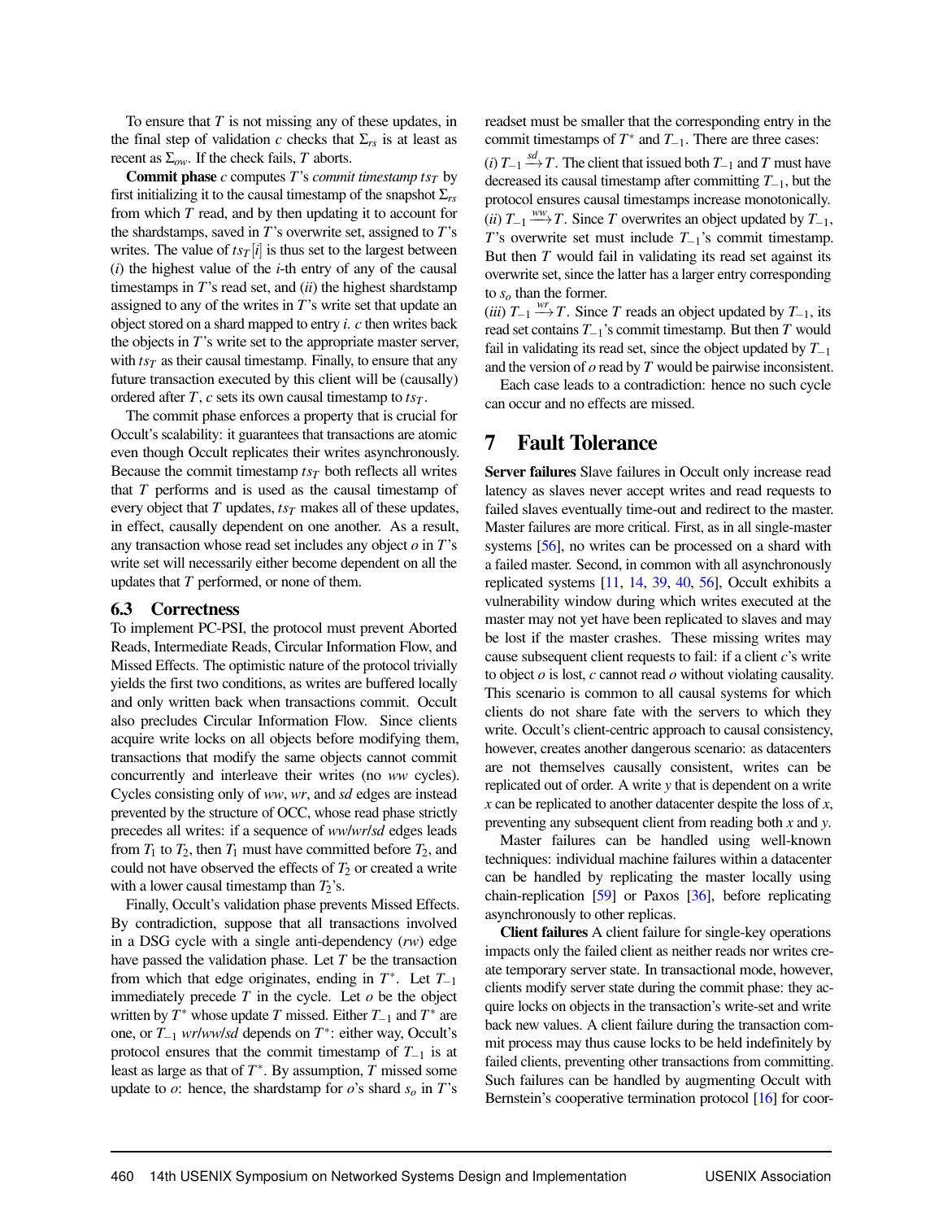To ensure that $T$ is not missing any of these updates, in the final step of validation $c$ checks that $\Sigma_{rs}$ is at least as recent as $\Sigma_{ow}$. If the check fails, $T$ aborts.

**Commit phase** $c$ computes $T$'s *commit timestamp* $ts_T$ by first initializing it to the causal timestamp of the snapshot $\Sigma_{rs}$ from which $T$ read, and by then updating it to account for the shardstamps, saved in $T$'s overwrite set, assigned to $T$'s writes. The value of $ts_T[i]$ is thus set to the largest between (*i*) the highest value of the $i$-th entry of any of the causal timestamps in $T$'s read set, and (*ii*) the highest shardstamp assigned to any of the writes in $T$'s write set that update an object stored on a shard mapped to entry $i$. $c$ then writes back the objects in $T$'s write set to the appropriate master server, with $ts_T$ as their causal timestamp. Finally, to ensure that any future transaction executed by this client will be (causally) ordered after $T$, $c$ sets its own causal timestamp to $ts_T$.

The commit phase enforces a property that is crucial for Occult's scalability: it guarantees that transactions are atomic even though Occult replicates their writes asynchronously. Because the commit timestamp $ts_T$ both reflects all writes that $T$ performs and is used as the causal timestamp of every object that $T$ updates, $ts_T$ makes all of these updates, in effect, causally dependent on one another. As a result, any transaction whose read set includes any object $o$ in $T$'s write set will necessarily either become dependent on all the updates that $T$ performed, or none of them.

### 6.3 Correctness

To implement PC-PSI, the protocol must prevent Aborted Reads, Intermediate Reads, Circular Information Flow, and Missed Effects. The optimistic nature of the protocol trivially yields the first two conditions, as writes are buffered locally and only written back when transactions commit. Occult also precludes Circular Information Flow. Since clients acquire write locks on all objects before modifying them, transactions that modify the same objects cannot commit concurrently and interleave their writes (no *ww* cycles). Cycles consisting only of *ww*, *wr*, and *sd* edges are instead prevented by the structure of OCC, whose read phase strictly precedes all writes: if a sequence of *ww*/*wr*/*sd* edges leads from $T_1$ to $T_2$, then $T_1$ must have committed before $T_2$, and could not have observed the effects of $T_2$ or created a write with a lower causal timestamp than $T_2$'s.

Finally, Occult's validation phase prevents Missed Effects. By contradiction, suppose that all transactions involved in a DSG cycle with a single anti-dependency (*rw*) edge have passed the validation phase. Let $T$ be the transaction from which that edge originates, ending in $T^*$. Let $T_{-1}$ immediately precede $T$ in the cycle. Let $o$ be the object written by $T^*$ whose update $T$ missed. Either $T_{-1}$ and $T^*$ are one, or $T_{-1}$ *wr*/*ww*/*sd* depends on $T^*$: either way, Occult's protocol ensures that the commit timestamp of $T_{-1}$ is at least as large as that of $T^*$. By assumption, $T$ missed some update to $o$: hence, the shardstamp for $o$'s shard $s_o$ in $T$'s readset must be smaller that the corresponding entry in the commit timestamps of $T^*$ and $T_{-1}$. There are three cases:

(*i*) $T_{-1} \xrightarrow{sd} T$. The client that issued both $T_{-1}$ and $T$ must have decreased its causal timestamp after committing $T_{-1}$, but the protocol ensures causal timestamps increase monotonically.
(*ii*) $T_{-1} \xrightarrow{ww} T$. Since $T$ overwrites an object updated by $T_{-1}$, $T$'s overwrite set must include $T_{-1}$'s commit timestamp. But then $T$ would fail in validating its read set against its overwrite set, since the latter has a larger entry corresponding to $s_o$ than the former.
(*iii*) $T_{-1} \xrightarrow{wr} T$. Since $T$ reads an object updated by $T_{-1}$, its read set contains $T_{-1}$'s commit timestamp. But then $T$ would fail in validating its read set, since the object updated by $T_{-1}$ and the version of $o$ read by $T$ would be pairwise inconsistent.

Each case leads to a contradiction: hence no such cycle can occur and no effects are missed.

## 7 Fault Tolerance

**Server failures** Slave failures in Occult only increase read latency as slaves never accept writes and read requests to failed slaves eventually time-out and redirect to the master. Master failures are more critical. First, as in all single-master systems [56], no writes can be processed on a shard with a failed master. Second, in common with all asynchronously replicated systems [11, 14, 39, 40, 56], Occult exhibits a vulnerability window during which writes executed at the master may not yet have been replicated to slaves and may be lost if the master crashes. These missing writes may cause subsequent client requests to fail: if a client $c$'s write to object $o$ is lost, $c$ cannot read $o$ without violating causality. This scenario is common to all causal systems for which clients do not share fate with the servers to which they write. Occult's client-centric approach to causal consistency, however, creates another dangerous scenario: as datacenters are not themselves causally consistent, writes can be replicated out of order. A write $y$ that is dependent on a write $x$ can be replicated to another datacenter despite the loss of $x$, preventing any subsequent client from reading both $x$ and $y$.

Master failures can be handled using well-known techniques: individual machine failures within a datacenter can be handled by replicating the master locally using chain-replication [59] or Paxos [36], before replicating asynchronously to other replicas.

**Client failures** A client failure for single-key operations impacts only the failed client as neither reads nor writes create temporary server state. In transactional mode, however, clients modify server state during the commit phase: they acquire locks on objects in the transaction's write-set and write back new values. A client failure during the transaction commit process may thus cause locks to be held indefinitely by failed clients, preventing other transactions from committing. Such failures can be handled by augmenting Occult with Bernstein's cooperative termination protocol [16] for coor-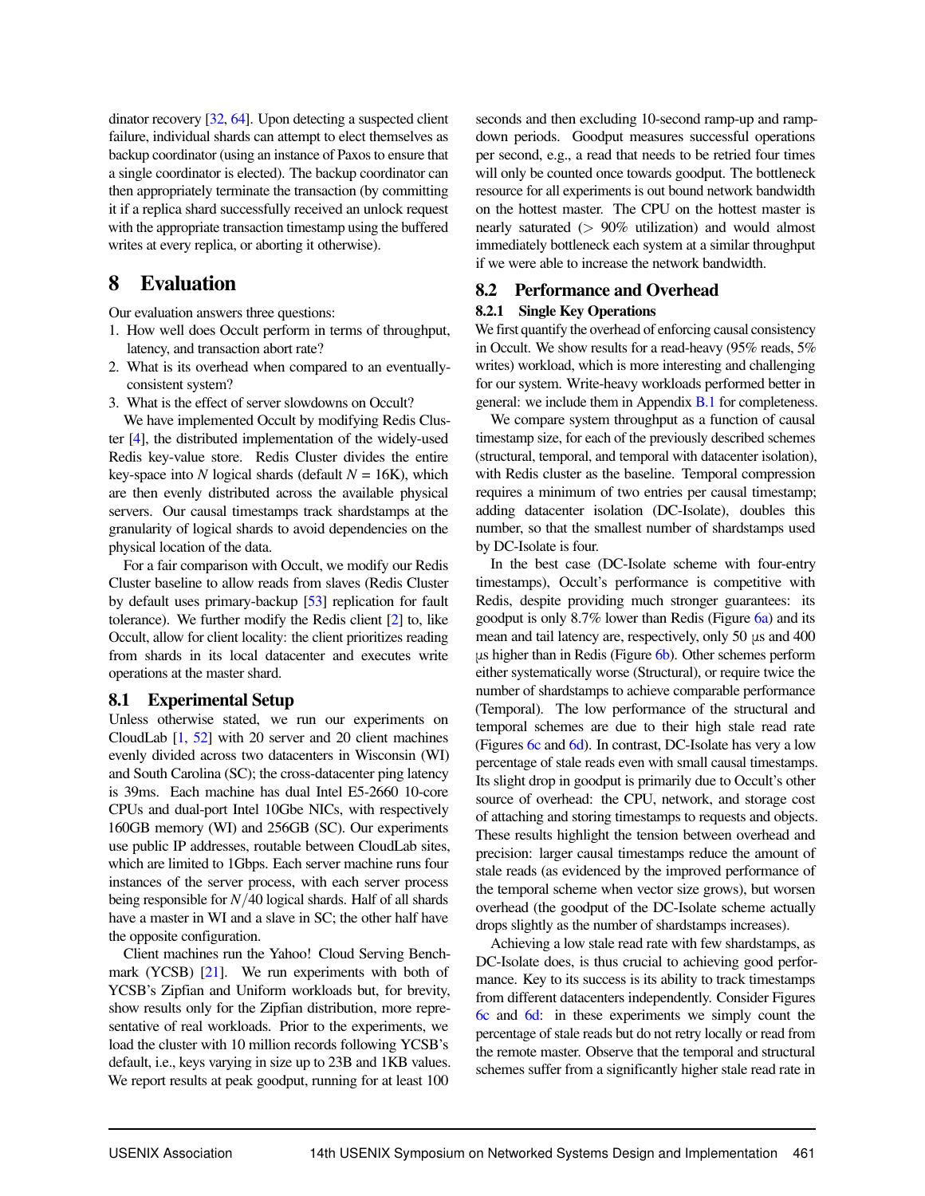dinator recovery [32, 64]. Upon detecting a suspected client failure, individual shards can attempt to elect themselves as backup coordinator (using an instance of Paxos to ensure that a single coordinator is elected). The backup coordinator can then appropriately terminate the transaction (by committing it if a replica shard successfully received an unlock request with the appropriate transaction timestamp using the buffered writes at every replica, or aborting it otherwise).

# 8 Evaluation

Our evaluation answers three questions:

1. How well does Occult perform in terms of throughput, latency, and transaction abort rate?
2. What is its overhead when compared to an eventually-consistent system?
3. What is the effect of server slowdowns on Occult?

We have implemented Occult by modifying Redis Cluster [4], the distributed implementation of the widely-used Redis key-value store. Redis Cluster divides the entire key-space into $N$ logical shards (default $N = 16$K), which are then evenly distributed across the available physical servers. Our causal timestamps track shardstamps at the granularity of logical shards to avoid dependencies on the physical location of the data.

For a fair comparison with Occult, we modify our Redis Cluster baseline to allow reads from slaves (Redis Cluster by default uses primary-backup [53] replication for fault tolerance). We further modify the Redis client [2] to, like Occult, allow for client locality: the client prioritizes reading from shards in its local datacenter and executes write operations at the master shard.

## 8.1 Experimental Setup

Unless otherwise stated, we run our experiments on CloudLab [1, 52] with 20 server and 20 client machines evenly divided across two datacenters in Wisconsin (WI) and South Carolina (SC); the cross-datacenter ping latency is 39ms. Each machine has dual Intel E5-2660 10-core CPUs and dual-port Intel 10Gbe NICs, with respectively 160GB memory (WI) and 256GB (SC). Our experiments use public IP addresses, routable between CloudLab sites, which are limited to 1Gbps. Each server machine runs four instances of the server process, with each server process being responsible for $N/40$ logical shards. Half of all shards have a master in WI and a slave in SC; the other half have the opposite configuration.

Client machines run the Yahoo! Cloud Serving Benchmark (YCSB) [21]. We run experiments with both of YCSB's Zipfian and Uniform workloads but, for brevity, show results only for the Zipfian distribution, more representative of real workloads. Prior to the experiments, we load the cluster with 10 million records following YCSB's default, i.e., keys varying in size up to 23B and 1KB values. We report results at peak goodput, running for at least 100 seconds and then excluding 10-second ramp-up and ramp-down periods. Goodput measures successful operations per second, e.g., a read that needs to be retried four times will only be counted once towards goodput. The bottleneck resource for all experiments is out bound network bandwidth on the hottest master. The CPU on the hottest master is nearly saturated ($>$ 90% utilization) and would almost immediately bottleneck each system at a similar throughput if we were able to increase the network bandwidth.

## 8.2 Performance and Overhead

### 8.2.1 Single Key Operations

We first quantify the overhead of enforcing causal consistency in Occult. We show results for a read-heavy (95% reads, 5% writes) workload, which is more interesting and challenging for our system. Write-heavy workloads performed better in general: we include them in Appendix B.1 for completeness.

We compare system throughput as a function of causal timestamp size, for each of the previously described schemes (structural, temporal, and temporal with datacenter isolation), with Redis cluster as the baseline. Temporal compression requires a minimum of two entries per causal timestamp; adding datacenter isolation (DC-Isolate), doubles this number, so that the smallest number of shardstamps used by DC-Isolate is four.

In the best case (DC-Isolate scheme with four-entry timestamps), Occult's performance is competitive with Redis, despite providing much stronger guarantees: its goodput is only 8.7% lower than Redis (Figure 6a) and its mean and tail latency are, respectively, only 50 µs and 400 µs higher than in Redis (Figure 6b). Other schemes perform either systematically worse (Structural), or require twice the number of shardstamps to achieve comparable performance (Temporal). The low performance of the structural and temporal schemes are due to their high stale read rate (Figures 6c and 6d). In contrast, DC-Isolate has very a low percentage of stale reads even with small causal timestamps. Its slight drop in goodput is primarily due to Occult's other source of overhead: the CPU, network, and storage cost of attaching and storing timestamps to requests and objects. These results highlight the tension between overhead and precision: larger causal timestamps reduce the amount of stale reads (as evidenced by the improved performance of the temporal scheme when vector size grows), but worsen overhead (the goodput of the DC-Isolate scheme actually drops slightly as the number of shardstamps increases).

Achieving a low stale read rate with few shardstamps, as DC-Isolate does, is thus crucial to achieving good performance. Key to its success is its ability to track timestamps from different datacenters independently. Consider Figures 6c and 6d: in these experiments we simply count the percentage of stale reads but do not retry locally or read from the remote master. Observe that the temporal and structural schemes suffer from a significantly higher stale read rate in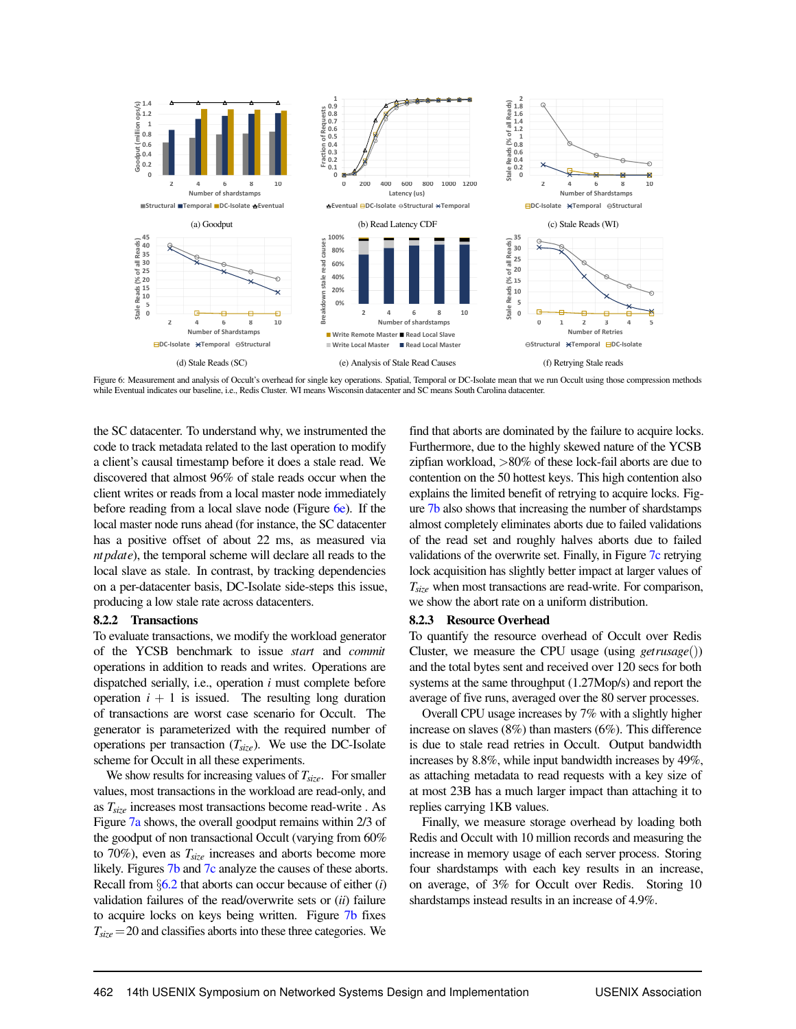(a) Goodput

(b) Read Latency CDF

(c) Stale Reads (WI)

(d) Stale Reads (SC)

(e) Analysis of Stale Read Causes

(f) Retrying Stale reads

Figure 6: Measurement and analysis of Occult's overhead for single key operations. Spatial, Temporal or DC-Isolate mean that we run Occult using those compression methods while Eventual indicates our baseline, i.e., Redis Cluster. WI means Wisconsin datacenter and SC means South Carolina datacenter.

the SC datacenter. To understand why, we instrumented the code to track metadata related to the last operation to modify a client's causal timestamp before it does a stale read. We discovered that almost 96% of stale reads occur when the client writes or reads from a local master node immediately before reading from a local slave node (Figure 6e). If the local master node runs ahead (for instance, the SC datacenter has a positive offset of about 22 ms, as measured via *ntpdate*), the temporal scheme will declare all reads to the local slave as stale. In contrast, by tracking dependencies on a per-datacenter basis, DC-Isolate side-steps this issue, producing a low stale rate across datacenters.

### 8.2.2 Transactions

To evaluate transactions, we modify the workload generator of the YCSB benchmark to issue *start* and *commit* operations in addition to reads and writes. Operations are dispatched serially, i.e., operation $i$ must complete before operation $i+1$ is issued. The resulting long duration of transactions are worst case scenario for Occult. The generator is parameterized with the required number of operations per transaction ($T_{size}$). We use the DC-Isolate scheme for Occult in all these experiments.

We show results for increasing values of $T_{size}$. For smaller values, most transactions in the workload are read-only, and as $T_{size}$ increases most transactions become read-write . As Figure 7a shows, the overall goodput remains within 2/3 of the goodput of non transactional Occult (varying from 60% to 70%), even as $T_{size}$ increases and aborts become more likely. Figures 7b and 7c analyze the causes of these aborts. Recall from §6.2 that aborts can occur because of either (*i*) validation failures of the read/overwrite sets or (*ii*) failure to acquire locks on keys being written. Figure 7b fixes $T_{size} = 20$ and classifies aborts into these three categories. We find that aborts are dominated by the failure to acquire locks. Furthermore, due to the highly skewed nature of the YCSB zipfian workload, >80% of these lock-fail aborts are due to contention on the 50 hottest keys. This high contention also explains the limited benefit of retrying to acquire locks. Figure 7b also shows that increasing the number of shardstamps almost completely eliminates aborts due to failed validations of the read set and roughly halves aborts due to failed validations of the overwrite set. Finally, in Figure 7c retrying lock acquisition has slightly better impact at larger values of $T_{size}$ when most transactions are read-write. For comparison, we show the abort rate on a uniform distribution.

### 8.2.3 Resource Overhead

To quantify the resource overhead of Occult over Redis Cluster, we measure the CPU usage (using *getrusage*()) and the total bytes sent and received over 120 secs for both systems at the same throughput (1.27Mop/s) and report the average of five runs, averaged over the 80 server processes.

Overall CPU usage increases by 7% with a slightly higher increase on slaves (8%) than masters (6%). This difference is due to stale read retries in Occult. Output bandwidth increases by 8.8%, while input bandwidth increases by 49%, as attaching metadata to read requests with a key size of at most 23B has a much larger impact than attaching it to replies carrying 1KB values.

Finally, we measure storage overhead by loading both Redis and Occult with 10 million records and measuring the increase in memory usage of each server process. Storing four shardstamps with each key results in an increase, on average, of 3% for Occult over Redis. Storing 10 shardstamps instead results in an increase of 4.9%.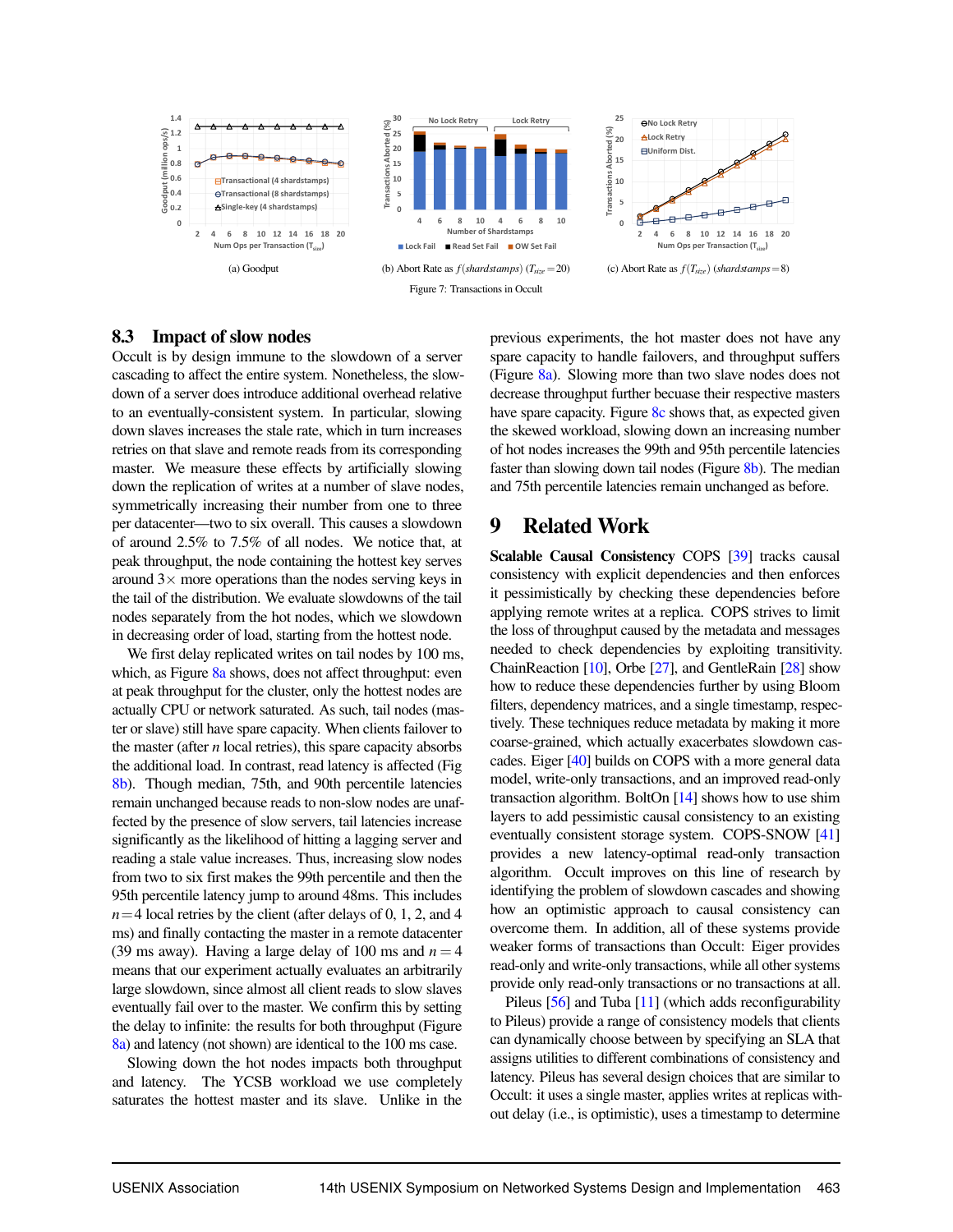(a) Goodput

(b) Abort Rate as $f(\mathit{shardstamps})$ ($T_{size}=20$)

(c) Abort Rate as $f(T_{size})$ ($\mathit{shardstamps}=8$)

Figure 7: Transactions in Occult

## 8.3 Impact of slow nodes

Occult is by design immune to the slowdown of a server cascading to affect the entire system. Nonetheless, the slowdown of a server does introduce additional overhead relative to an eventually-consistent system. In particular, slowing down slaves increases the stale rate, which in turn increases retries on that slave and remote reads from its corresponding master. We measure these effects by artificially slowing down the replication of writes at a number of slave nodes, symmetrically increasing their number from one to three per datacenter—two to six overall. This causes a slowdown of around 2.5% to 7.5% of all nodes. We notice that, at peak throughput, the node containing the hottest key serves around 3× more operations than the nodes serving keys in the tail of the distribution. We evaluate slowdowns of the tail nodes separately from the hot nodes, which we slowdown in decreasing order of load, starting from the hottest node.

We first delay replicated writes on tail nodes by 100 ms, which, as Figure 8a shows, does not affect throughput: even at peak throughput for the cluster, only the hottest nodes are actually CPU or network saturated. As such, tail nodes (master or slave) still have spare capacity. When clients failover to the master (after $n$ local retries), this spare capacity absorbs the additional load. In contrast, read latency is affected (Fig 8b). Though median, 75th, and 90th percentile latencies remain unchanged because reads to non-slow nodes are unaffected by the presence of slow servers, tail latencies increase significantly as the likelihood of hitting a lagging server and reading a stale value increases. Thus, increasing slow nodes from two to six first makes the 99th percentile and then the 95th percentile latency jump to around 48ms. This includes $n=4$ local retries by the client (after delays of 0, 1, 2, and 4 ms) and finally contacting the master in a remote datacenter (39 ms away). Having a large delay of 100 ms and $n=4$ means that our experiment actually evaluates an arbitrarily large slowdown, since almost all client reads to slow slaves eventually fail over to the master. We confirm this by setting the delay to infinite: the results for both throughput (Figure 8a) and latency (not shown) are identical to the 100 ms case.

Slowing down the hot nodes impacts both throughput and latency. The YCSB workload we use completely saturates the hottest master and its slave. Unlike in the previous experiments, the hot master does not have any spare capacity to handle failovers, and throughput suffers (Figure 8a). Slowing more than two slave nodes does not decrease throughput further becuase their respective masters have spare capacity. Figure 8c shows that, as expected given the skewed workload, slowing down an increasing number of hot nodes increases the 99th and 95th percentile latencies faster than slowing down tail nodes (Figure 8b). The median and 75th percentile latencies remain unchanged as before.

# 9 Related Work

**Scalable Causal Consistency** COPS [39] tracks causal consistency with explicit dependencies and then enforces it pessimistically by checking these dependencies before applying remote writes at a replica. COPS strives to limit the loss of throughput caused by the metadata and messages needed to check dependencies by exploiting transitivity. ChainReaction [10], Orbe [27], and GentleRain [28] show how to reduce these dependencies further by using Bloom filters, dependency matrices, and a single timestamp, respectively. These techniques reduce metadata by making it more coarse-grained, which actually exacerbates slowdown cascades. Eiger [40] builds on COPS with a more general data model, write-only transactions, and an improved read-only transaction algorithm. BoltOn [14] shows how to use shim layers to add pessimistic causal consistency to an existing eventually consistent storage system. COPS-SNOW [41] provides a new latency-optimal read-only transaction algorithm. Occult improves on this line of research by identifying the problem of slowdown cascades and showing how an optimistic approach to causal consistency can overcome them. In addition, all of these systems provide weaker forms of transactions than Occult: Eiger provides read-only and write-only transactions, while all other systems provide only read-only transactions or no transactions at all.

Pileus [56] and Tuba [11] (which adds reconfigurability to Pileus) provide a range of consistency models that clients can dynamically choose between by specifying an SLA that assigns utilities to different combinations of consistency and latency. Pileus has several design choices that are similar to Occult: it uses a single master, applies writes at replicas without delay (i.e., is optimistic), uses a timestamp to determine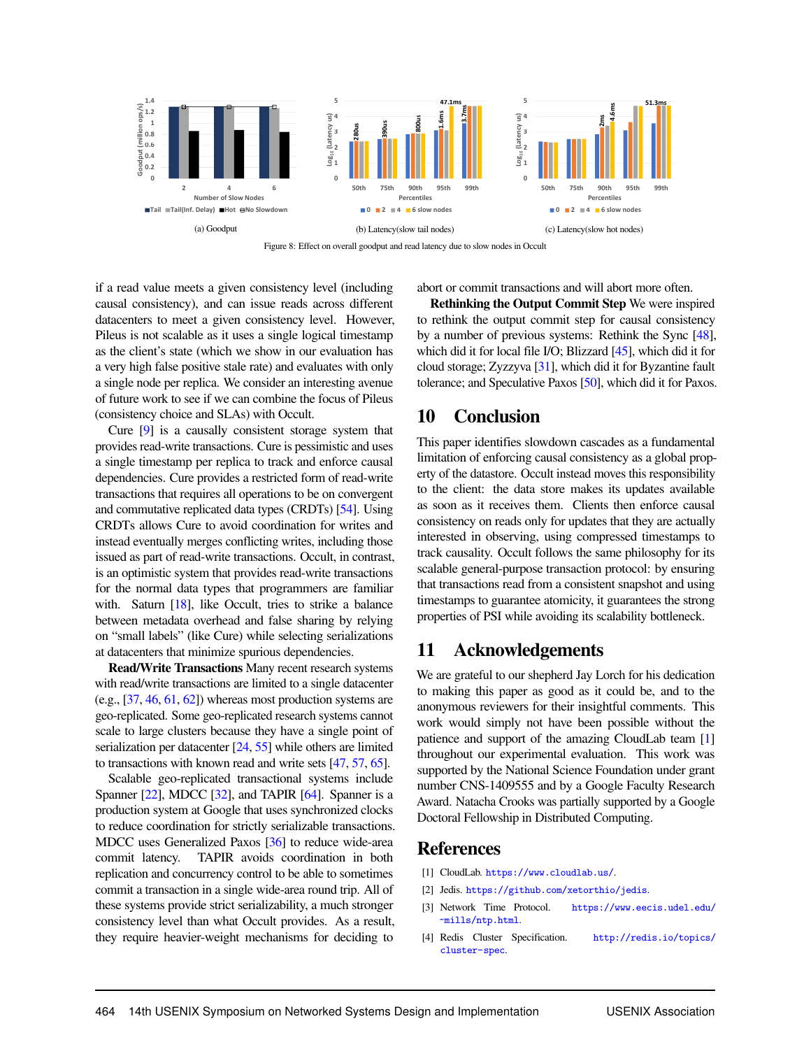(a) Goodput

(b) Latency(slow tail nodes)

(c) Latency(slow hot nodes)

Figure 8: Effect on overall goodput and read latency due to slow nodes in Occult

if a read value meets a given consistency level (including causal consistency), and can issue reads across different datacenters to meet a given consistency level. However, Pileus is not scalable as it uses a single logical timestamp as the client's state (which we show in our evaluation has a very high false positive stale rate) and evaluates with only a single node per replica. We consider an interesting avenue of future work to see if we can combine the focus of Pileus (consistency choice and SLAs) with Occult.

Cure [9] is a causally consistent storage system that provides read-write transactions. Cure is pessimistic and uses a single timestamp per replica to track and enforce causal dependencies. Cure provides a restricted form of read-write transactions that requires all operations to be on convergent and commutative replicated data types (CRDTs) [54]. Using CRDTs allows Cure to avoid coordination for writes and instead eventually merges conflicting writes, including those issued as part of read-write transactions. Occult, in contrast, is an optimistic system that provides read-write transactions for the normal data types that programmers are familiar with. Saturn [18], like Occult, tries to strike a balance between metadata overhead and false sharing by relying on "small labels" (like Cure) while selecting serializations at datacenters that minimize spurious dependencies.

**Read/Write Transactions** Many recent research systems with read/write transactions are limited to a single datacenter (e.g., [37, 46, 61, 62]) whereas most production systems are geo-replicated. Some geo-replicated research systems cannot scale to large clusters because they have a single point of serialization per datacenter [24, 55] while others are limited to transactions with known read and write sets [47, 57, 65].

Scalable geo-replicated transactional systems include Spanner [22], MDCC [32], and TAPIR [64]. Spanner is a production system at Google that uses synchronized clocks to reduce coordination for strictly serializable transactions. MDCC uses Generalized Paxos [36] to reduce wide-area commit latency. TAPIR avoids coordination in both replication and concurrency control to be able to sometimes commit a transaction in a single wide-area round trip. All of these systems provide strict serializability, a much stronger consistency level than what Occult provides. As a result, they require heavier-weight mechanisms for deciding to abort or commit transactions and will abort more often.

**Rethinking the Output Commit Step** We were inspired to rethink the output commit step for causal consistency by a number of previous systems: Rethink the Sync [48], which did it for local file I/O; Blizzard [45], which did it for cloud storage; Zyzzyva [31], which did it for Byzantine fault tolerance; and Speculative Paxos [50], which did it for Paxos.

# 10 Conclusion

This paper identifies slowdown cascades as a fundamental limitation of enforcing causal consistency as a global property of the datastore. Occult instead moves this responsibility to the client: the data store makes its updates available as soon as it receives them. Clients then enforce causal consistency on reads only for updates that they are actually interested in observing, using compressed timestamps to track causality. Occult follows the same philosophy for its scalable general-purpose transaction protocol: by ensuring that transactions read from a consistent snapshot and using timestamps to guarantee atomicity, it guarantees the strong properties of PSI while avoiding its scalability bottleneck.

# 11 Acknowledgements

We are grateful to our shepherd Jay Lorch for his dedication to making this paper as good as it could be, and to the anonymous reviewers for their insightful comments. This work would simply not have been possible without the patience and support of the amazing CloudLab team [1] throughout our experimental evaluation. This work was supported by the National Science Foundation under grant number CNS-1409555 and by a Google Faculty Research Award. Natacha Crooks was partially supported by a Google Doctoral Fellowship in Distributed Computing.

# References

[1] CloudLab. https://www.cloudlab.us/.

[2] Jedis. https://github.com/xetorthio/jedis.

[3] Network Time Protocol. https://www.eecis.udel.edu/~mills/ntp.html.

[4] Redis Cluster Specification. http://redis.io/topics/cluster-spec.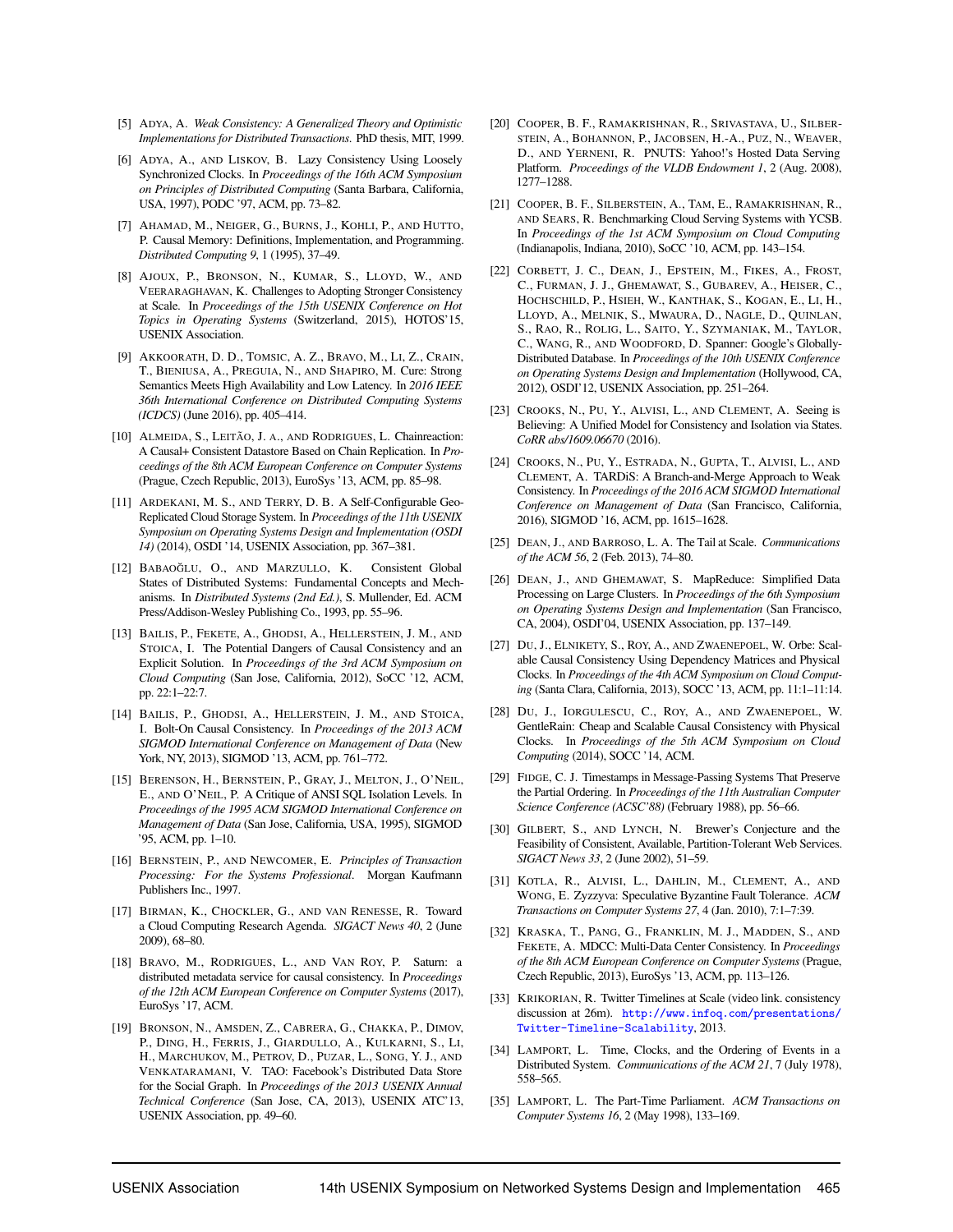[5] Adya, A. *Weak Consistency: A Generalized Theory and Optimistic Implementations for Distributed Transactions*. PhD thesis, MIT, 1999.

[6] Adya, A., and Liskov, B. Lazy Consistency Using Loosely Synchronized Clocks. In *Proceedings of the 16th ACM Symposium on Principles of Distributed Computing* (Santa Barbara, California, USA, 1997), PODC '97, ACM, pp. 73–82.

[7] Ahamad, M., Neiger, G., Burns, J., Kohli, P., and Hutto, P. Causal Memory: Definitions, Implementation, and Programming. *Distributed Computing 9*, 1 (1995), 37–49.

[8] Ajoux, P., Bronson, N., Kumar, S., Lloyd, W., and Veeraraghavan, K. Challenges to Adopting Stronger Consistency at Scale. In *Proceedings of the 15th USENIX Conference on Hot Topics in Operating Systems* (Switzerland, 2015), HOTOS'15, USENIX Association.

[9] Akkoorath, D. D., Tomsic, A. Z., Bravo, M., Li, Z., Crain, T., Bieniusa, A., Preguia, N., and Shapiro, M. Cure: Strong Semantics Meets High Availability and Low Latency. In *2016 IEEE 36th International Conference on Distributed Computing Systems (ICDCS)* (June 2016), pp. 405–414.

[10] Almeida, S., Leitão, J. a., and Rodrigues, L. Chainreaction: A Causal+ Consistent Datastore Based on Chain Replication. In *Proceedings of the 8th ACM European Conference on Computer Systems* (Prague, Czech Republic, 2013), EuroSys '13, ACM, pp. 85–98.

[11] Ardekani, M. S., and Terry, D. B. A Self-Configurable Geo-Replicated Cloud Storage System. In *Proceedings of the 11th USENIX Symposium on Operating Systems Design and Implementation (OSDI 14)* (2014), OSDI '14, USENIX Association, pp. 367–381.

[12] Babaoğlu, O., and Marzullo, K. Consistent Global States of Distributed Systems: Fundamental Concepts and Mechanisms. In *Distributed Systems (2nd Ed.)*, S. Mullender, Ed. ACM Press/Addison-Wesley Publishing Co., 1993, pp. 55–96.

[13] Bailis, P., Fekete, A., Ghodsi, A., Hellerstein, J. M., and Stoica, I. The Potential Dangers of Causal Consistency and an Explicit Solution. In *Proceedings of the 3rd ACM Symposium on Cloud Computing* (San Jose, California, 2012), SoCC '12, ACM, pp. 22:1–22:7.

[14] Bailis, P., Ghodsi, A., Hellerstein, J. M., and Stoica, I. Bolt-On Causal Consistency. In *Proceedings of the 2013 ACM SIGMOD International Conference on Management of Data* (New York, NY, 2013), SIGMOD '13, ACM, pp. 761–772.

[15] Berenson, H., Bernstein, P., Gray, J., Melton, J., O'Neil, E., and O'Neil, P. A Critique of ANSI SQL Isolation Levels. In *Proceedings of the 1995 ACM SIGMOD International Conference on Management of Data* (San Jose, California, USA, 1995), SIGMOD '95, ACM, pp. 1–10.

[16] Bernstein, P., and Newcomer, E. *Principles of Transaction Processing: For the Systems Professional*. Morgan Kaufmann Publishers Inc., 1997.

[17] Birman, K., Chockler, G., and van Renesse, R. Toward a Cloud Computing Research Agenda. *SIGACT News 40*, 2 (June 2009), 68–80.

[18] Bravo, M., Rodrigues, L., and Van Roy, P. Saturn: a distributed metadata service for causal consistency. In *Proceedings of the 12th ACM European Conference on Computer Systems* (2017), EuroSys '17, ACM.

[19] Bronson, N., Amsden, Z., Cabrera, G., Chakka, P., Dimov, P., Ding, H., Ferris, J., Giardullo, A., Kulkarni, S., Li, H., Marchukov, M., Petrov, D., Puzar, L., Song, Y. J., and Venkataramani, V. TAO: Facebook's Distributed Data Store for the Social Graph. In *Proceedings of the 2013 USENIX Annual Technical Conference* (San Jose, CA, 2013), USENIX ATC'13, USENIX Association, pp. 49–60.

[20] Cooper, B. F., Ramakrishnan, R., Srivastava, U., Silberstein, A., Bohannon, P., Jacobsen, H.-A., Puz, N., Weaver, D., and Yerneni, R. PNUTS: Yahoo!'s Hosted Data Serving Platform. *Proceedings of the VLDB Endowment 1*, 2 (Aug. 2008), 1277–1288.

[21] Cooper, B. F., Silberstein, A., Tam, E., Ramakrishnan, R., and Sears, R. Benchmarking Cloud Serving Systems with YCSB. In *Proceedings of the 1st ACM Symposium on Cloud Computing* (Indianapolis, Indiana, 2010), SoCC '10, ACM, pp. 143–154.

[22] Corbett, J. C., Dean, J., Epstein, M., Fikes, A., Frost, C., Furman, J. J., Ghemawat, S., Gubarev, A., Heiser, C., Hochschild, P., Hsieh, W., Kanthak, S., Kogan, E., Li, H., Lloyd, A., Melnik, S., Mwaura, D., Nagle, D., Quinlan, S., Rao, R., Rolig, L., Saito, Y., Szymaniak, M., Taylor, C., Wang, R., and Woodford, D. Spanner: Google's Globally-Distributed Database. In *Proceedings of the 10th USENIX Conference on Operating Systems Design and Implementation* (Hollywood, CA, 2012), OSDI'12, USENIX Association, pp. 251–264.

[23] Crooks, N., Pu, Y., Alvisi, L., and Clement, A. Seeing is Believing: A Unified Model for Consistency and Isolation via States. *CoRR abs/1609.06670* (2016).

[24] Crooks, N., Pu, Y., Estrada, N., Gupta, T., Alvisi, L., and Clement, A. TARDiS: A Branch-and-Merge Approach to Weak Consistency. In *Proceedings of the 2016 ACM SIGMOD International Conference on Management of Data* (San Francisco, California, 2016), SIGMOD '16, ACM, pp. 1615–1628.

[25] Dean, J., and Barroso, L. A. The Tail at Scale. *Communications of the ACM 56*, 2 (Feb. 2013), 74–80.

[26] Dean, J., and Ghemawat, S. MapReduce: Simplified Data Processing on Large Clusters. In *Proceedings of the 6th Symposium on Operating Systems Design and Implementation* (San Francisco, CA, 2004), OSDI'04, USENIX Association, pp. 137–149.

[27] Du, J., Elnikety, S., Roy, A., and Zwaenepoel, W. Orbe: Scalable Causal Consistency Using Dependency Matrices and Physical Clocks. In *Proceedings of the 4th ACM Symposium on Cloud Computing* (Santa Clara, California, 2013), SOCC '13, ACM, pp. 11:1–11:14.

[28] Du, J., Iorgulescu, C., Roy, A., and Zwaenepoel, W. GentleRain: Cheap and Scalable Causal Consistency with Physical Clocks. In *Proceedings of the 5th ACM Symposium on Cloud Computing* (2014), SOCC '14, ACM.

[29] Fidge, C. J. Timestamps in Message-Passing Systems That Preserve the Partial Ordering. In *Proceedings of the 11th Australian Computer Science Conference (ACSC'88)* (February 1988), pp. 56–66.

[30] Gilbert, S., and Lynch, N. Brewer's Conjecture and the Feasibility of Consistent, Available, Partition-Tolerant Web Services. *SIGACT News 33*, 2 (June 2002), 51–59.

[31] Kotla, R., Alvisi, L., Dahlin, M., Clement, A., and Wong, E. Zyzzyva: Speculative Byzantine Fault Tolerance. *ACM Transactions on Computer Systems 27*, 4 (Jan. 2010), 7:1–7:39.

[32] Kraska, T., Pang, G., Franklin, M. J., Madden, S., and Fekete, A. MDCC: Multi-Data Center Consistency. In *Proceedings of the 8th ACM European Conference on Computer Systems* (Prague, Czech Republic, 2013), EuroSys '13, ACM, pp. 113–126.

[33] Krikorian, R. Twitter Timelines at Scale (video link. consistency discussion at 26m). http://www.infoq.com/presentations/Twitter-Timeline-Scalability, 2013.

[34] Lamport, L. Time, Clocks, and the Ordering of Events in a Distributed System. *Communications of the ACM 21*, 7 (July 1978), 558–565.

[35] Lamport, L. The Part-Time Parliament. *ACM Transactions on Computer Systems 16*, 2 (May 1998), 133–169.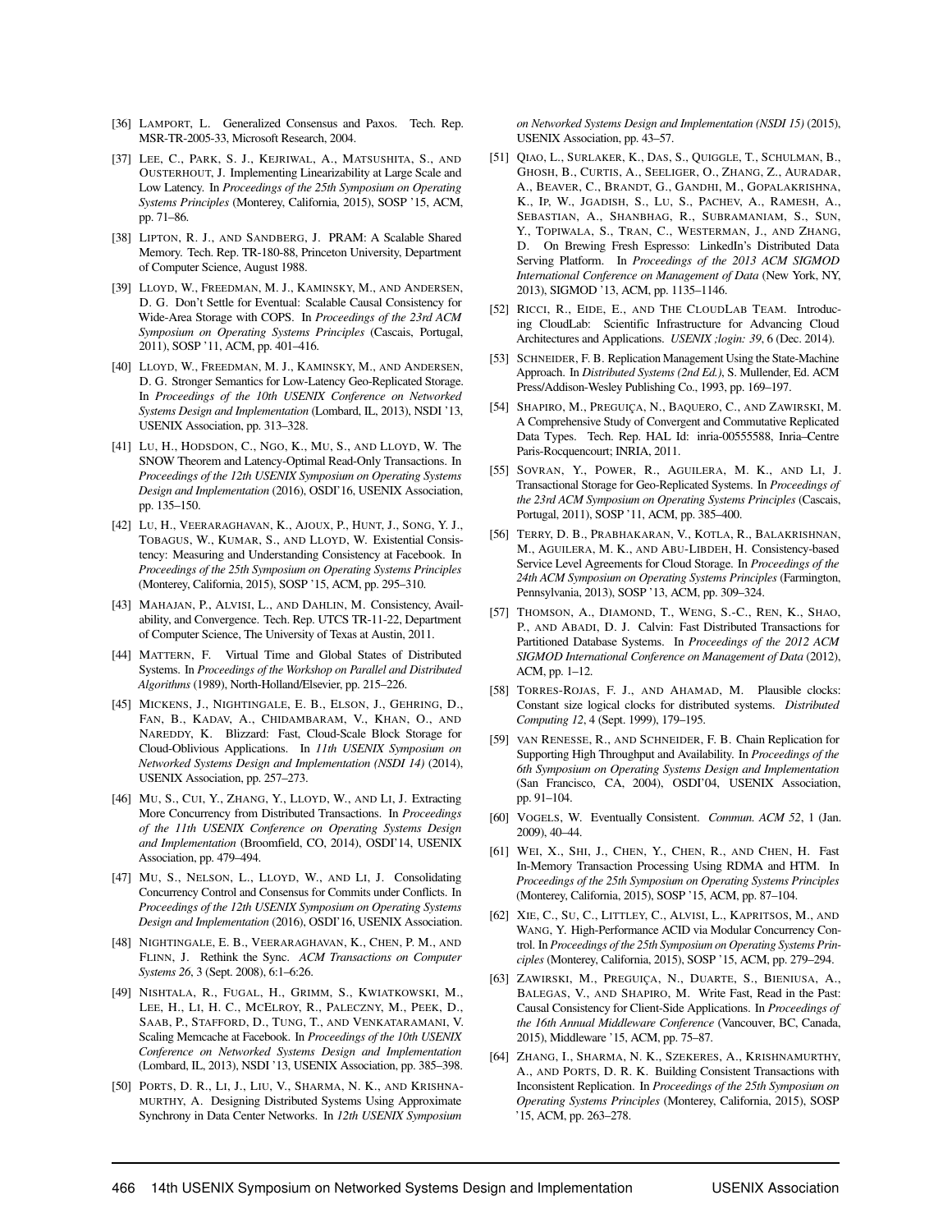[36] LAMPORT, L. Generalized Consensus and Paxos. Tech. Rep. MSR-TR-2005-33, Microsoft Research, 2004.

[37] LEE, C., PARK, S. J., KEJRIWAL, A., MATSUSHITA, S., AND OUSTERHOUT, J. Implementing Linearizability at Large Scale and Low Latency. In *Proceedings of the 25th Symposium on Operating Systems Principles* (Monterey, California, 2015), SOSP '15, ACM, pp. 71–86.

[38] LIPTON, R. J., AND SANDBERG, J. PRAM: A Scalable Shared Memory. Tech. Rep. TR-180-88, Princeton University, Department of Computer Science, August 1988.

[39] LLOYD, W., FREEDMAN, M. J., KAMINSKY, M., AND ANDERSEN, D. G. Don't Settle for Eventual: Scalable Causal Consistency for Wide-Area Storage with COPS. In *Proceedings of the 23rd ACM Symposium on Operating Systems Principles* (Cascais, Portugal, 2011), SOSP '11, ACM, pp. 401–416.

[40] LLOYD, W., FREEDMAN, M. J., KAMINSKY, M., AND ANDERSEN, D. G. Stronger Semantics for Low-Latency Geo-Replicated Storage. In *Proceedings of the 10th USENIX Conference on Networked Systems Design and Implementation* (Lombard, IL, 2013), NSDI '13, USENIX Association, pp. 313–328.

[41] LU, H., HODSDON, C., NGO, K., MU, S., AND LLOYD, W. The SNOW Theorem and Latency-Optimal Read-Only Transactions. In *Proceedings of the 12th USENIX Symposium on Operating Systems Design and Implementation* (2016), OSDI'16, USENIX Association, pp. 135–150.

[42] LU, H., VEERARAGHAVAN, K., AJOUX, P., HUNT, J., SONG, Y. J., TOBAGUS, W., KUMAR, S., AND LLOYD, W. Existential Consistency: Measuring and Understanding Consistency at Facebook. In *Proceedings of the 25th Symposium on Operating Systems Principles* (Monterey, California, 2015), SOSP '15, ACM, pp. 295–310.

[43] MAHAJAN, P., ALVISI, L., AND DAHLIN, M. Consistency, Availability, and Convergence. Tech. Rep. UTCS TR-11-22, Department of Computer Science, The University of Texas at Austin, 2011.

[44] MATTERN, F. Virtual Time and Global States of Distributed Systems. In *Proceedings of the Workshop on Parallel and Distributed Algorithms* (1989), North-Holland/Elsevier, pp. 215–226.

[45] MICKENS, J., NIGHTINGALE, E. B., ELSON, J., GEHRING, D., FAN, B., KADAV, A., CHIDAMBARAM, V., KHAN, O., AND NAREDDY, K. Blizzard: Fast, Cloud-Scale Block Storage for Cloud-Oblivious Applications. In *11th USENIX Symposium on Networked Systems Design and Implementation (NSDI 14)* (2014), USENIX Association, pp. 257–273.

[46] MU, S., CUI, Y., ZHANG, Y., LLOYD, W., AND LI, J. Extracting More Concurrency from Distributed Transactions. In *Proceedings of the 11th USENIX Conference on Operating Systems Design and Implementation* (Broomfield, CO, 2014), OSDI'14, USENIX Association, pp. 479–494.

[47] MU, S., NELSON, L., LLOYD, W., AND LI, J. Consolidating Concurrency Control and Consensus for Commits under Conflicts. In *Proceedings of the 12th USENIX Symposium on Operating Systems Design and Implementation* (2016), OSDI'16, USENIX Association.

[48] NIGHTINGALE, E. B., VEERARAGHAVAN, K., CHEN, P. M., AND FLINN, J. Rethink the Sync. *ACM Transactions on Computer Systems 26*, 3 (Sept. 2008), 6:1–6:26.

[49] NISHTALA, R., FUGAL, H., GRIMM, S., KWIATKOWSKI, M., LEE, H., LI, H. C., MCELROY, R., PALECZNY, M., PEEK, D., SAAB, P., STAFFORD, D., TUNG, T., AND VENKATARAMANI, V. Scaling Memcache at Facebook. In *Proceedings of the 10th USENIX Conference on Networked Systems Design and Implementation* (Lombard, IL, 2013), NSDI '13, USENIX Association, pp. 385–398.

[50] PORTS, D. R., LI, J., LIU, V., SHARMA, N. K., AND KRISHNAMURTHY, A. Designing Distributed Systems Using Approximate Synchrony in Data Center Networks. In *12th USENIX Symposium on Networked Systems Design and Implementation (NSDI 15)* (2015), USENIX Association, pp. 43–57.

[51] QIAO, L., SURLAKER, K., DAS, S., QUIGGLE, T., SCHULMAN, B., GHOSH, B., CURTIS, A., SEELIGER, O., ZHANG, Z., AURADAR, A., BEAVER, C., BRANDT, G., GANDHI, M., GOPALAKRISHNA, K., IP, W., JGADISH, S., LU, S., PACHEV, A., RAMESH, A., SEBASTIAN, A., SHANBHAG, R., SUBRAMANIAM, S., SUN, Y., TOPIWALA, S., TRAN, C., WESTERMAN, J., AND ZHANG, D. On Brewing Fresh Espresso: LinkedIn's Distributed Data Serving Platform. In *Proceedings of the 2013 ACM SIGMOD International Conference on Management of Data* (New York, NY, 2013), SIGMOD '13, ACM, pp. 1135–1146.

[52] RICCI, R., EIDE, E., AND THE CLOUDLAB TEAM. Introducing CloudLab: Scientific Infrastructure for Advancing Cloud Architectures and Applications. *USENIX ;login: 39*, 6 (Dec. 2014).

[53] SCHNEIDER, F. B. Replication Management Using the State-Machine Approach. In *Distributed Systems (2nd Ed.)*, S. Mullender, Ed. ACM Press/Addison-Wesley Publishing Co., 1993, pp. 169–197.

[54] SHAPIRO, M., PREGUIÇA, N., BAQUERO, C., AND ZAWIRSKI, M. A Comprehensive Study of Convergent and Commutative Replicated Data Types. Tech. Rep. HAL Id: inria-00555588, Inria–Centre Paris-Rocquencourt; INRIA, 2011.

[55] SOVRAN, Y., POWER, R., AGUILERA, M. K., AND LI, J. Transactional Storage for Geo-Replicated Systems. In *Proceedings of the 23rd ACM Symposium on Operating Systems Principles* (Cascais, Portugal, 2011), SOSP '11, ACM, pp. 385–400.

[56] TERRY, D. B., PRABHAKARAN, V., KOTLA, R., BALAKRISHNAN, M., AGUILERA, M. K., AND ABU-LIBDEH, H. Consistency-based Service Level Agreements for Cloud Storage. In *Proceedings of the 24th ACM Symposium on Operating Systems Principles* (Farmington, Pennsylvania, 2013), SOSP '13, ACM, pp. 309–324.

[57] THOMSON, A., DIAMOND, T., WENG, S.-C., REN, K., SHAO, P., AND ABADI, D. J. Calvin: Fast Distributed Transactions for Partitioned Database Systems. In *Proceedings of the 2012 ACM SIGMOD International Conference on Management of Data* (2012), ACM, pp. 1–12.

[58] TORRES-ROJAS, F. J., AND AHAMAD, M. Plausible clocks: Constant size logical clocks for distributed systems. *Distributed Computing 12*, 4 (Sept. 1999), 179–195.

[59] VAN RENESSE, R., AND SCHNEIDER, F. B. Chain Replication for Supporting High Throughput and Availability. In *Proceedings of the 6th Symposium on Operating Systems Design and Implementation* (San Francisco, CA, 2004), OSDI'04, USENIX Association, pp. 91–104.

[60] VOGELS, W. Eventually Consistent. *Commun. ACM 52*, 1 (Jan. 2009), 40–44.

[61] WEI, X., SHI, J., CHEN, Y., CHEN, R., AND CHEN, H. Fast In-Memory Transaction Processing Using RDMA and HTM. In *Proceedings of the 25th Symposium on Operating Systems Principles* (Monterey, California, 2015), SOSP '15, ACM, pp. 87–104.

[62] XIE, C., SU, C., LITTLEY, C., ALVISI, L., KAPRITSOS, M., AND WANG, Y. High-Performance ACID via Modular Concurrency Control. In *Proceedings of the 25th Symposium on Operating Systems Principles* (Monterey, California, 2015), SOSP '15, ACM, pp. 279–294.

[63] ZAWIRSKI, M., PREGUIÇA, N., DUARTE, S., BIENIUSA, A., BALEGAS, V., AND SHAPIRO, M. Write Fast, Read in the Past: Causal Consistency for Client-Side Applications. In *Proceedings of the 16th Annual Middleware Conference* (Vancouver, BC, Canada, 2015), Middleware '15, ACM, pp. 75–87.

[64] ZHANG, I., SHARMA, N. K., SZEKERES, A., KRISHNAMURTHY, A., AND PORTS, D. R. K. Building Consistent Transactions with Inconsistent Replication. In *Proceedings of the 25th Symposium on Operating Systems Principles* (Monterey, California, 2015), SOSP '15, ACM, pp. 263–278.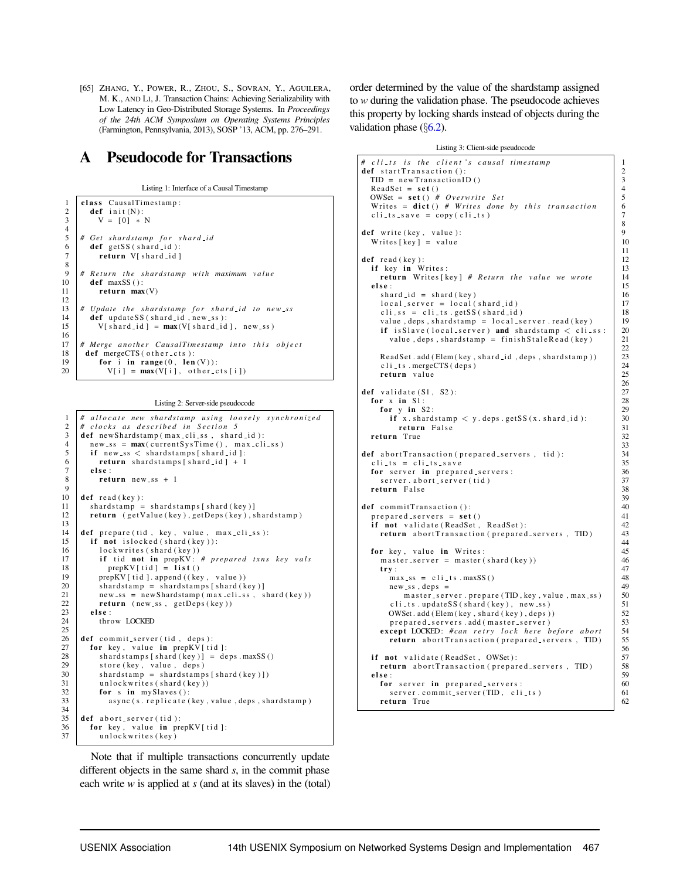[65] ZHANG, Y., POWER, R., ZHOU, S., SOVRAN, Y., AGUILERA, M. K., AND LI, J. Transaction Chains: Achieving Serializability with Low Latency in Geo-Distributed Storage Systems. In *Proceedings of the 24th ACM Symposium on Operating Systems Principles* (Farmington, Pennsylvania, 2013), SOSP '13, ACM, pp. 276–291.

# A Pseudocode for Transactions

Listing 1: Interface of a Causal Timestamp

```
class CausalTimestamp:
  def init(N):
    V = [0] * N

# Get shardstamp for shard_id
  def getSS(shard_id):
    return V[shard_id]

# Return the shardstamp with maximum value
  def maxSS():
    return max(V)

# Update the shardstamp for shard_id to new_ss
  def updateSS(shard_id, new_ss):
    V[shard_id] = max(V[shard_id], new_ss)

# Merge another CausalTimestamp into this object
 def mergeCTS(other_cts):
    for i in range(0, len(V)):
      V[i] = max(V[i], other_cts[i])
```

Listing 2: Server-side pseudocode

```
# allocate new shardstamp using loosely synchronized
# clocks as described in Section 5
def newShardstamp(max_cli_ss, shard_id):
  new_ss = max(currentSysTime(), max_cli_ss)
  if new_ss < shardstamps[shard_id]:
    return shardstamps[shard_id] + 1
  else:
    return new_ss + 1

def read(key):
  shardstamp = shardstamps[shard(key)]
  return (getValue(key), getDeps(key), shardstamp)

def prepare(tid, key, value, max_cli_ss):
  if not islocked(shard(key)):
    lockwrites(shard(key))
    if tid not in prepKV: # prepared txns key vals
      prepKV[tid] = list()
    prepKV[tid].append((key, value))
    shardstamp = shardstamps[shard(key)]
    new_ss = newShardstamp(max_cli_ss, shard(key))
    return (new_ss, getDeps(key))
  else:
    throw LOCKED

def commit_server(tid, deps):
  for key, value in prepKV[tid]:
    shardstamps[shard(key)] = deps.maxSS()
    store(key, value, deps)
    shardstamp = shardstamps[shard(key)])
    unlockwrites(shard(key))
    for s in mySlaves():
      async(s.replicate(key,value,deps,shardstamp)

def abort_server(tid):
  for key, value in prepKV[tid]:
    unlockwrites(key)
```

Note that if multiple transactions concurrently update different objects in the same shard *s*, in the commit phase each write *w* is applied at *s* (and at its slaves) in the (total) order determined by the value of the shardstamp assigned to *w* during the validation phase. The pseudocode achieves this property by locking shards instead of objects during the validation phase (§6.2).

Listing 3: Client-side pseudocode

```
# cli_ts is the client's causal timestamp
def startTransaction():
  TID = newTransactionID()
  ReadSet = set()
  OWSet = set() # Overwrite Set
  Writes = dict() # Writes done by this transaction
  cli_ts_save = copy(cli_ts)

def write(key, value):
  Writes[key] = value

def read(key):
  if key in Writes:
    return Writes[key] # Return the value we wrote
  else:
    shard_id = shard(key)
    local_server = local(shard_id)
    cli_ss = cli_ts.getSS(shard_id)
    value,deps,shardstamp = local_server.read(key)
    if isSlave(local_server) and shardstamp < cli_ss:
      value,deps,shardstamp = finishStaleRead(key)

    ReadSet.add(Elem(key,shard_id,deps,shardstamp))
    cli_ts.mergeCTS(deps)
    return value

def validate(S1, S2):
  for x in S1:
    for y in S2:
      if x.shardstamp < y.deps.getSS(x.shard_id):
        return False
  return True

def abortTransaction(prepared_servers, tid):
  cli_ts = cli_ts_save
  for server in prepared_servers:
    server.abort_server(tid)
  return False

def commitTransaction():
  prepared_servers = set()
  if not validate(ReadSet, ReadSet):
    return abortTransaction(prepared_servers, TID)

  for key, value in Writes:
    master_server = master(shard(key))
    try:
      max_ss = cli_ts.maxSS()
      new_ss,deps =
        master_server.prepare(TID,key,value,max_ss)
     cli_ts.updateSS(shard(key), new_ss)
     OWSet.add(Elem(key,shard(key),deps))
     prepared_servers.add(master_server)
    except LOCKED: #can retry lock here before abort
      return abortTransaction(prepared_servers, TID)

  if not validate(ReadSet, OWSet):
    return abortTransaction(prepared_servers, TID)
  else:
    for server in prepared_servers:
      server.commit_server(TID, cli_ts)
    return True
```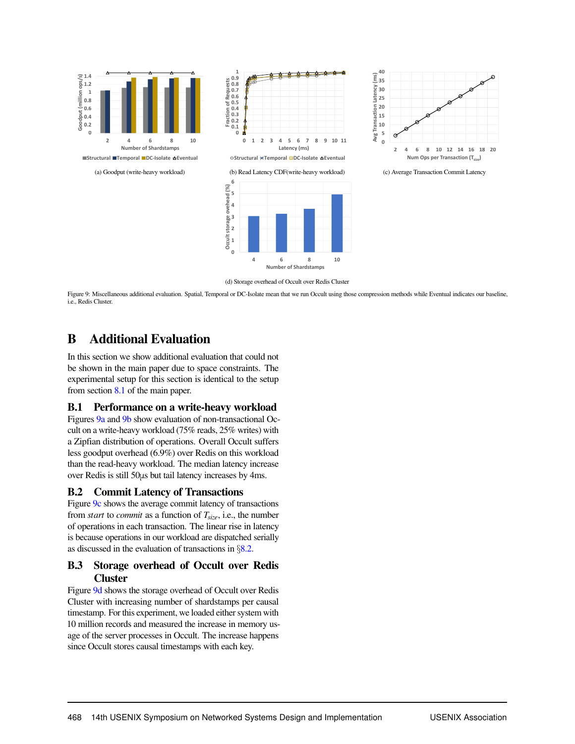Goodput (million ops/s)
1.4
1.2
1
0.8
0.6
0.4
0.2
0
2 4 6 8 10
Number of Shardstamps
Structural Temporal DC-Isolate Eventual

(a) Goodput (write-heavy workload)

Fraction of Requests
1
0.9
0.8
0.7
0.6
0.5
0.4
0.3
0.2
0.1
0
0 1 2 3 4 5 6 7 8 9 10 11
Latency (ms)
Structural Temporal DC-Isolate Eventual

(b) Read Latency CDF(write-heavy workload)

Avg Transaction Latency (ms)
40
35
30
25
20
15
10
5
0
2 4 6 8 10 12 14 16 18 20
Num Ops per Transaction ($T_{size}$)

(c) Average Transaction Commit Latency

Occult storage overhead (%)
6
5
4
3
2
1
0
4 6 8 10
Number of Shardstamps

(d) Storage overhead of Occult over Redis Cluster

Figure 9: Miscellaneous additional evaluation. Spatial, Temporal or DC-Isolate mean that we run Occult using those compression methods while Eventual indicates our baseline, i.e., Redis Cluster.

# B Additional Evaluation

In this section we show additional evaluation that could not be shown in the main paper due to space constraints. The experimental setup for this section is identical to the setup from section 8.1 of the main paper.

## B.1 Performance on a write-heavy workload

Figures 9a and 9b show evaluation of non-transactional Occult on a write-heavy workload (75% reads, 25% writes) with a Zipfian distribution of operations. Overall Occult suffers less goodput overhead (6.9%) over Redis on this workload than the read-heavy workload. The median latency increase over Redis is still 50µs but tail latency increases by 4ms.

## B.2 Commit Latency of Transactions

Figure 9c shows the average commit latency of transactions from *start* to *commit* as a function of $T_{size}$, i.e., the number of operations in each transaction. The linear rise in latency is because operations in our workload are dispatched serially as discussed in the evaluation of transactions in §8.2.

## B.3 Storage overhead of Occult over Redis Cluster

Figure 9d shows the storage overhead of Occult over Redis Cluster with increasing number of shardstamps per causal timestamp. For this experiment, we loaded either system with 10 million records and measured the increase in memory usage of the server processes in Occult. The increase happens since Occult stores causal timestamps with each key.